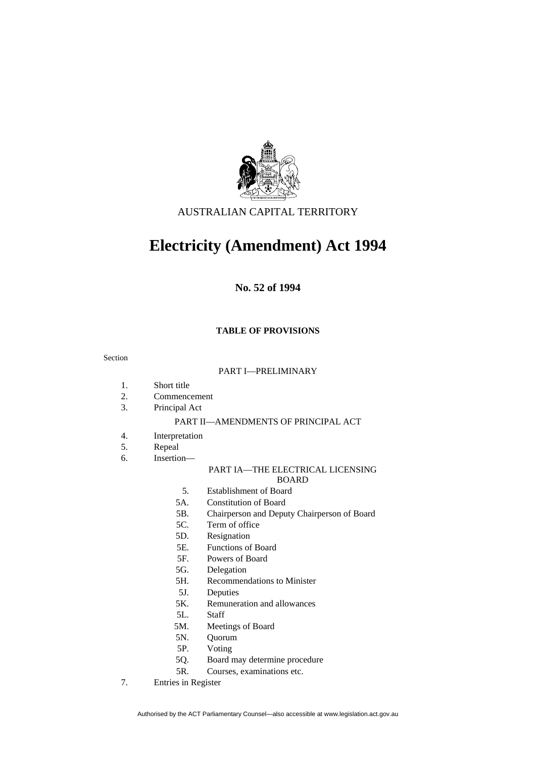AUSTRALIAN CAPITAL TERRITORY

# Electricity (Amendment) Act 1994

**No. 52 of 1994**

**TABLE OF PROVISIONS**

Section

PART I—PRELIMINARY

1. Short title
2. Commencement
3. Principal Act

PART II—AMENDMENTS OF PRINCIPAL ACT

4. Interpretation
5. Repeal
6. Insertion—

   PART IA—THE ELECTRICAL LICENSING BOARD

   5. Establishment of Board
   5A. Constitution of Board
   5B. Chairperson and Deputy Chairperson of Board
   5C. Term of office
   5D. Resignation
   5E. Functions of Board
   5F. Powers of Board
   5G. Delegation
   5H. Recommendations to Minister
   5J. Deputies
   5K. Remuneration and allowances
   5L. Staff
   5M. Meetings of Board
   5N. Quorum
   5P. Voting
   5Q. Board may determine procedure
   5R. Courses, examinations etc.

7. Entries in Register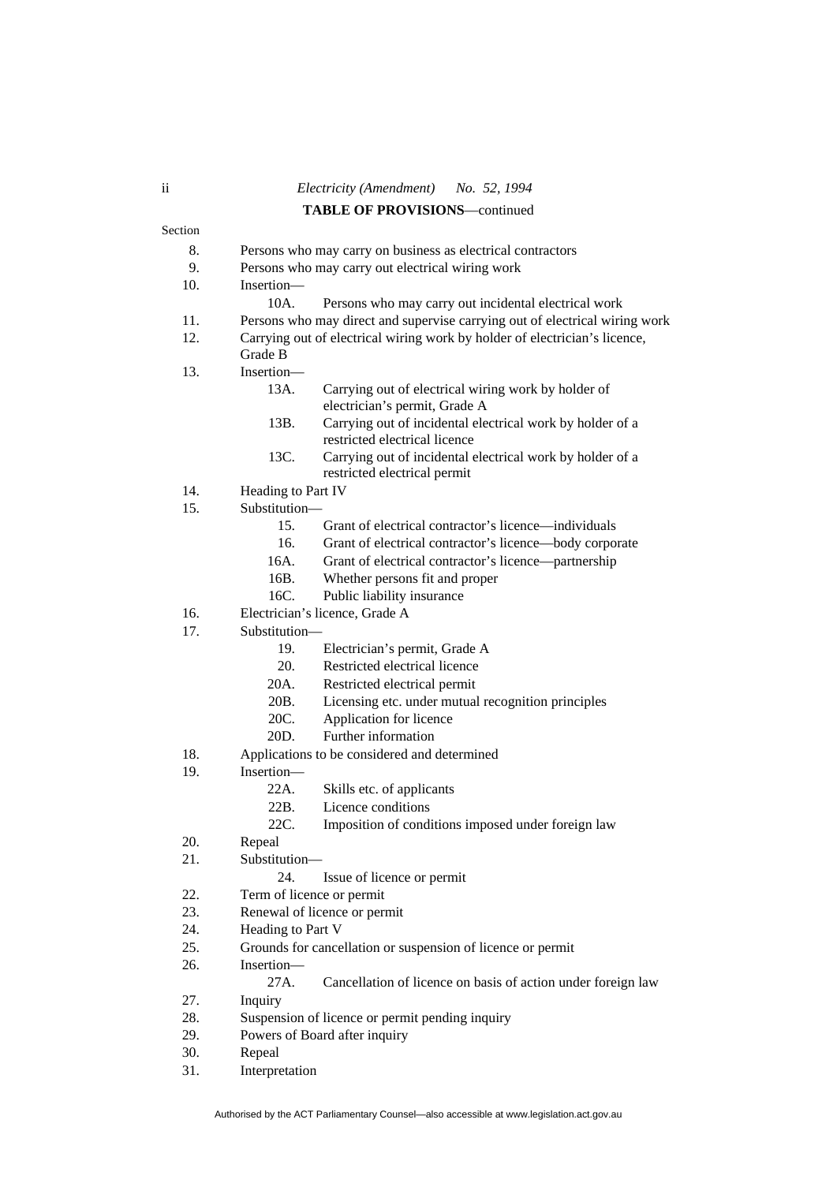**TABLE OF PROVISIONS**—continued

Section

8. Persons who may carry on business as electrical contractors
9. Persons who may carry out electrical wiring work
10. Insertion—
    - 10A. Persons who may carry out incidental electrical work
11. Persons who may direct and supervise carrying out of electrical wiring work
12. Carrying out of electrical wiring work by holder of electrician's licence, Grade B
13. Insertion—
    - 13A. Carrying out of electrical wiring work by holder of electrician's permit, Grade A
    - 13B. Carrying out of incidental electrical work by holder of a restricted electrical licence
    - 13C. Carrying out of incidental electrical work by holder of a restricted electrical permit
14. Heading to Part IV
15. Substitution—
    - 15. Grant of electrical contractor's licence—individuals
    - 16. Grant of electrical contractor's licence—body corporate
    - 16A. Grant of electrical contractor's licence—partnership
    - 16B. Whether persons fit and proper
    - 16C. Public liability insurance
16. Electrician's licence, Grade A
17. Substitution—
    - 19. Electrician's permit, Grade A
    - 20. Restricted electrical licence
    - 20A. Restricted electrical permit
    - 20B. Licensing etc. under mutual recognition principles
    - 20C. Application for licence
    - 20D. Further information
18. Applications to be considered and determined
19. Insertion—
    - 22A. Skills etc. of applicants
    - 22B. Licence conditions
    - 22C. Imposition of conditions imposed under foreign law
20. Repeal
21. Substitution—
    - 24. Issue of licence or permit
22. Term of licence or permit
23. Renewal of licence or permit
24. Heading to Part V
25. Grounds for cancellation or suspension of licence or permit
26. Insertion—
    - 27A. Cancellation of licence on basis of action under foreign law
27. Inquiry
28. Suspension of licence or permit pending inquiry
29. Powers of Board after inquiry
30. Repeal
31. Interpretation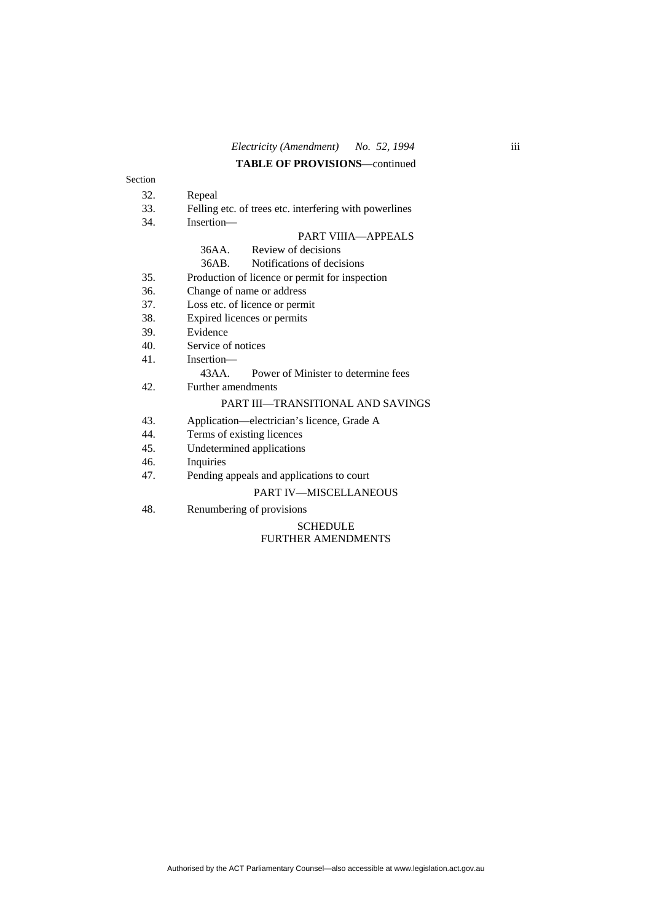**TABLE OF PROVISIONS**—continued

Section

32. Repeal
33. Felling etc. of trees etc. interfering with powerlines
34. Insertion—

    PART VIIIA—APPEALS

    36AA. Review of decisions

    36AB. Notifications of decisions
35. Production of licence or permit for inspection
36. Change of name or address
37. Loss etc. of licence or permit
38. Expired licences or permits
39. Evidence
40. Service of notices
41. Insertion—

    43AA. Power of Minister to determine fees
42. Further amendments

PART III—TRANSITIONAL AND SAVINGS

43. Application—electrician's licence, Grade A
44. Terms of existing licences
45. Undetermined applications
46. Inquiries
47. Pending appeals and applications to court

PART IV—MISCELLANEOUS

48. Renumbering of provisions

SCHEDULE
FURTHER AMENDMENTS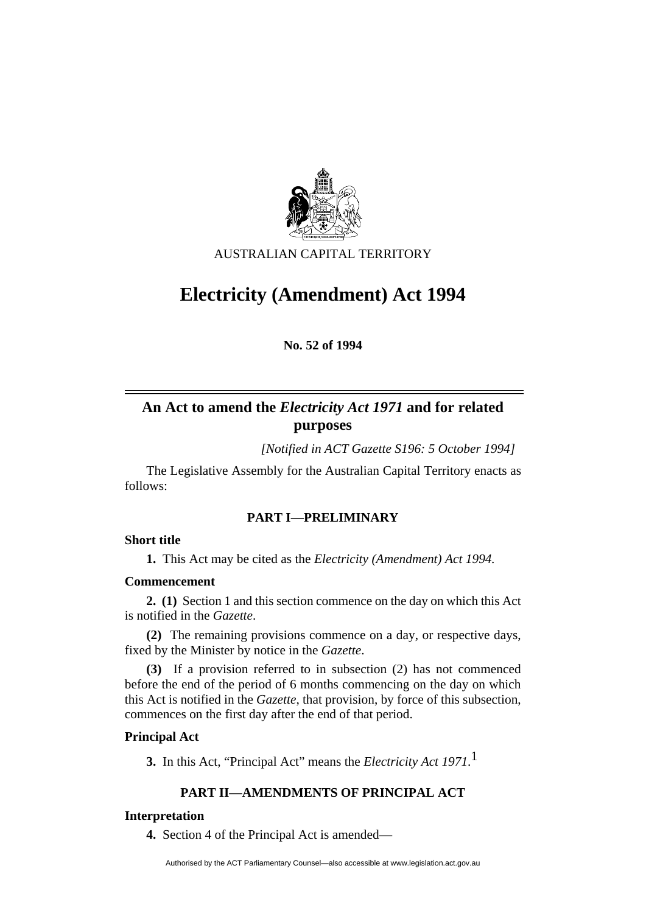AUSTRALIAN CAPITAL TERRITORY

# Electricity (Amendment) Act 1994

**No. 52 of 1994**

## An Act to amend the *Electricity Act 1971* and for related purposes

*[Notified in ACT Gazette S196: 5 October 1994]*

The Legislative Assembly for the Australian Capital Territory enacts as follows:

### PART I—PRELIMINARY

**Short title**

**1.** This Act may be cited as the *Electricity (Amendment) Act 1994.*

**Commencement**

**2. (1)** Section 1 and this section commence on the day on which this Act is notified in the *Gazette*.

**(2)** The remaining provisions commence on a day, or respective days, fixed by the Minister by notice in the *Gazette*.

**(3)** If a provision referred to in subsection (2) has not commenced before the end of the period of 6 months commencing on the day on which this Act is notified in the *Gazette*, that provision, by force of this subsection, commences on the first day after the end of that period.

**Principal Act**

**3.** In this Act, "Principal Act" means the *Electricity Act 1971.*[1]

### PART II—AMENDMENTS OF PRINCIPAL ACT

**Interpretation**

**4.** Section 4 of the Principal Act is amended—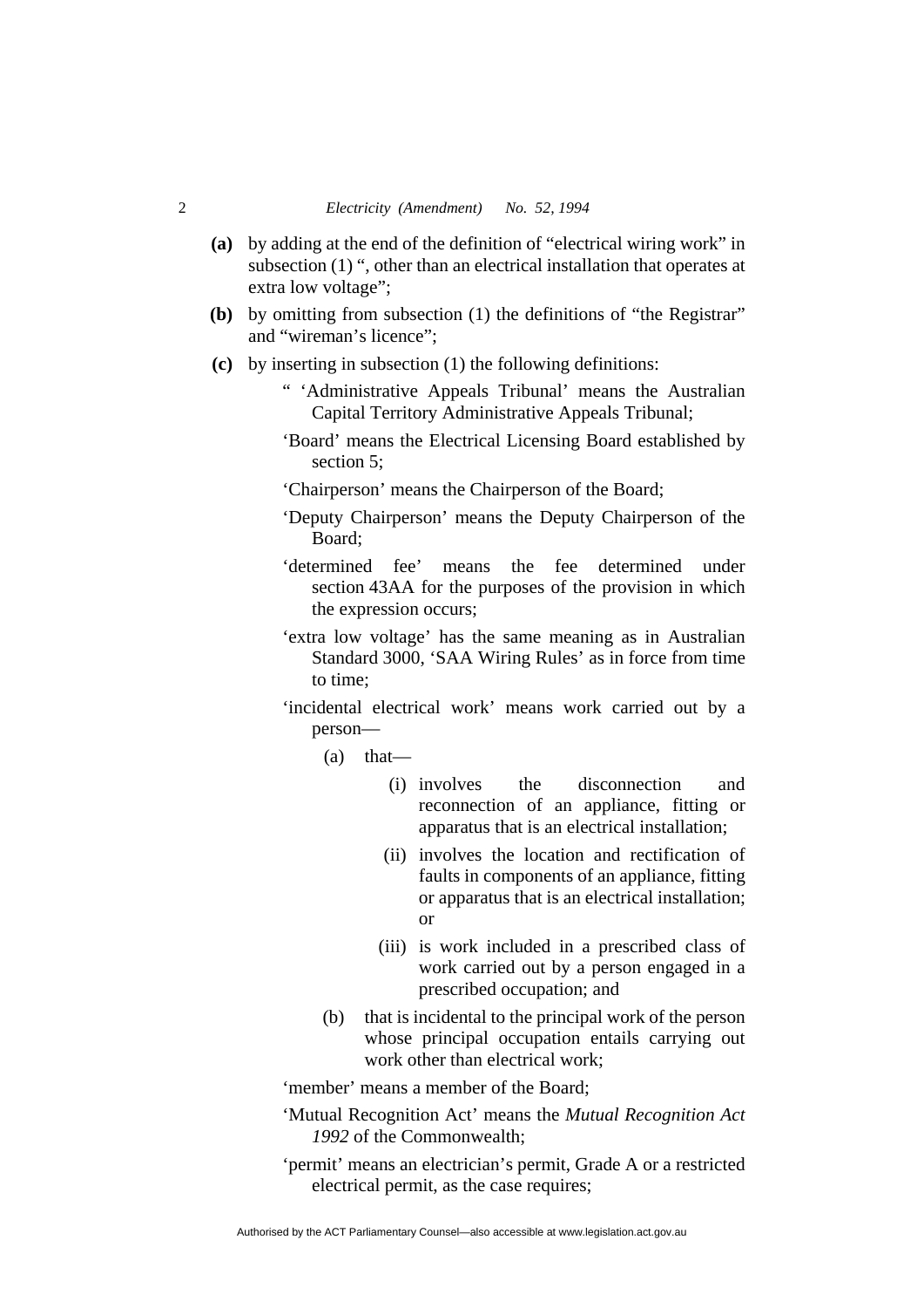**(a)** by adding at the end of the definition of "electrical wiring work" in subsection (1) ", other than an electrical installation that operates at extra low voltage";

**(b)** by omitting from subsection (1) the definitions of "the Registrar" and "wireman's licence";

**(c)** by inserting in subsection (1) the following definitions:

" 'Administrative Appeals Tribunal' means the Australian Capital Territory Administrative Appeals Tribunal;

'Board' means the Electrical Licensing Board established by section 5;

'Chairperson' means the Chairperson of the Board;

'Deputy Chairperson' means the Deputy Chairperson of the Board;

'determined fee' means the fee determined under section 43AA for the purposes of the provision in which the expression occurs;

'extra low voltage' has the same meaning as in Australian Standard 3000, 'SAA Wiring Rules' as in force from time to time;

'incidental electrical work' means work carried out by a person—

(a) that—

(i) involves the disconnection and reconnection of an appliance, fitting or apparatus that is an electrical installation;

(ii) involves the location and rectification of faults in components of an appliance, fitting or apparatus that is an electrical installation; or

(iii) is work included in a prescribed class of work carried out by a person engaged in a prescribed occupation; and

(b) that is incidental to the principal work of the person whose principal occupation entails carrying out work other than electrical work;

'member' means a member of the Board;

'Mutual Recognition Act' means the *Mutual Recognition Act 1992* of the Commonwealth;

'permit' means an electrician's permit, Grade A or a restricted electrical permit, as the case requires;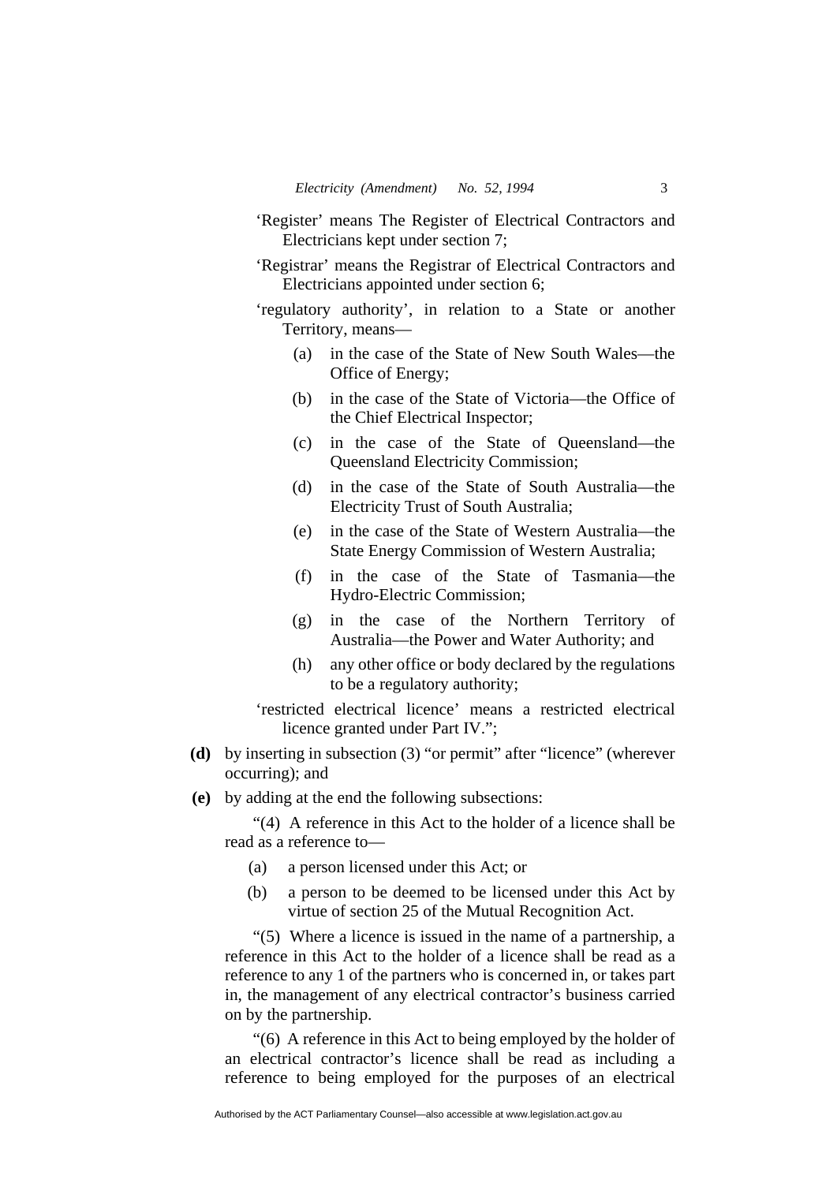'Register' means The Register of Electrical Contractors and Electricians kept under section 7;

'Registrar' means the Registrar of Electrical Contractors and Electricians appointed under section 6;

'regulatory authority', in relation to a State or another Territory, means—

(a) in the case of the State of New South Wales—the Office of Energy;

(b) in the case of the State of Victoria—the Office of the Chief Electrical Inspector;

(c) in the case of the State of Queensland—the Queensland Electricity Commission;

(d) in the case of the State of South Australia—the Electricity Trust of South Australia;

(e) in the case of the State of Western Australia—the State Energy Commission of Western Australia;

(f) in the case of the State of Tasmania—the Hydro-Electric Commission;

(g) in the case of the Northern Territory of Australia—the Power and Water Authority; and

(h) any other office or body declared by the regulations to be a regulatory authority;

'restricted electrical licence' means a restricted electrical licence granted under Part IV.";

**(d)** by inserting in subsection (3) "or permit" after "licence" (wherever occurring); and

**(e)** by adding at the end the following subsections:

"(4) A reference in this Act to the holder of a licence shall be read as a reference to—

(a) a person licensed under this Act; or

(b) a person to be deemed to be licensed under this Act by virtue of section 25 of the Mutual Recognition Act.

"(5) Where a licence is issued in the name of a partnership, a reference in this Act to the holder of a licence shall be read as a reference to any 1 of the partners who is concerned in, or takes part in, the management of any electrical contractor's business carried on by the partnership.

"(6) A reference in this Act to being employed by the holder of an electrical contractor's licence shall be read as including a reference to being employed for the purposes of an electrical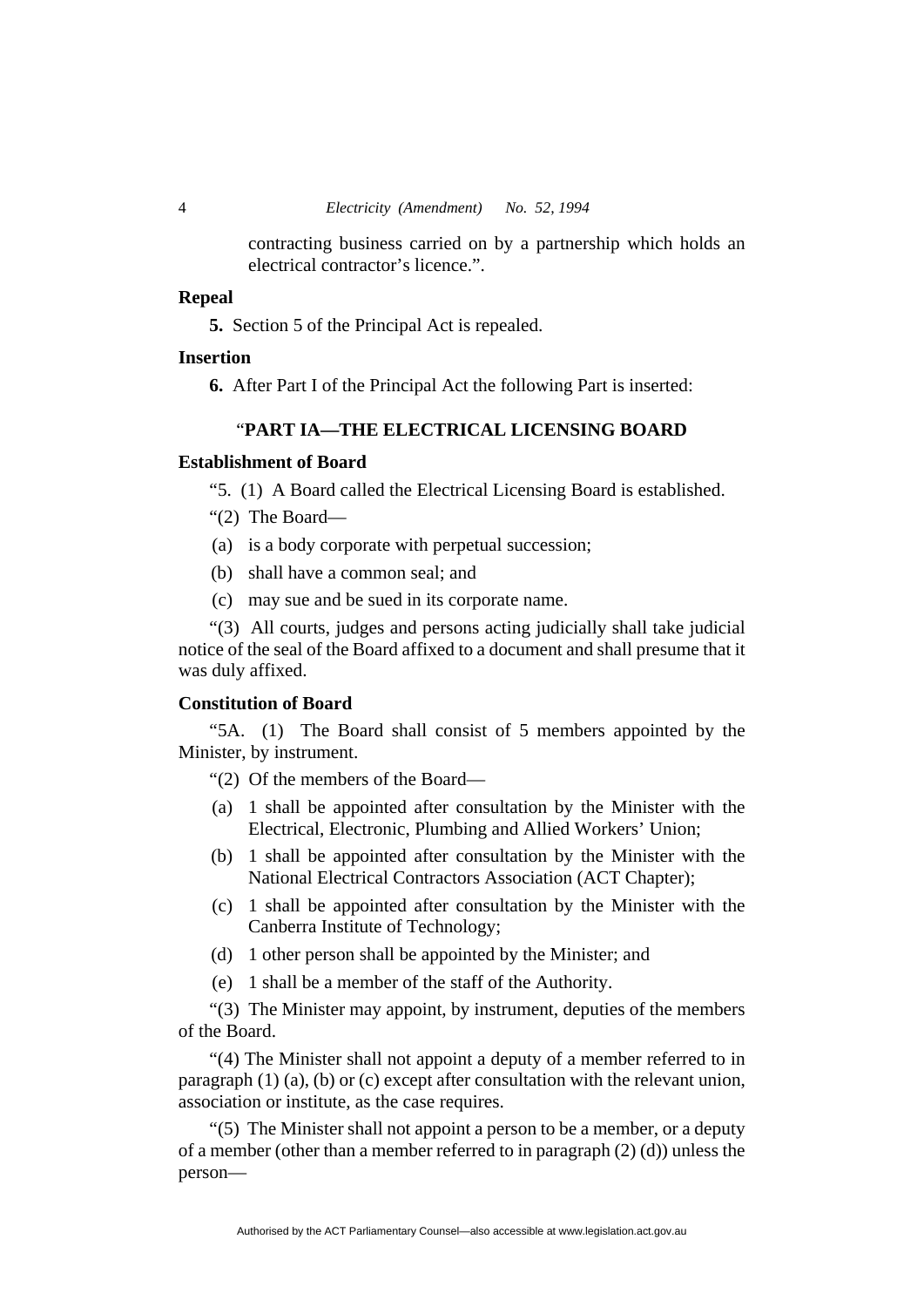contracting business carried on by a partnership which holds an electrical contractor's licence.".

**Repeal**

**5.** Section 5 of the Principal Act is repealed.

**Insertion**

**6.** After Part I of the Principal Act the following Part is inserted:

"**PART IA—THE ELECTRICAL LICENSING BOARD**

**Establishment of Board**

"5. (1) A Board called the Electrical Licensing Board is established.

"(2) The Board—

(a) is a body corporate with perpetual succession;

(b) shall have a common seal; and

(c) may sue and be sued in its corporate name.

"(3) All courts, judges and persons acting judicially shall take judicial notice of the seal of the Board affixed to a document and shall presume that it was duly affixed.

**Constitution of Board**

"5A. (1) The Board shall consist of 5 members appointed by the Minister, by instrument.

"(2) Of the members of the Board—

(a) 1 shall be appointed after consultation by the Minister with the Electrical, Electronic, Plumbing and Allied Workers' Union;

(b) 1 shall be appointed after consultation by the Minister with the National Electrical Contractors Association (ACT Chapter);

(c) 1 shall be appointed after consultation by the Minister with the Canberra Institute of Technology;

(d) 1 other person shall be appointed by the Minister; and

(e) 1 shall be a member of the staff of the Authority.

"(3) The Minister may appoint, by instrument, deputies of the members of the Board.

"(4) The Minister shall not appoint a deputy of a member referred to in paragraph (1) (a), (b) or (c) except after consultation with the relevant union, association or institute, as the case requires.

"(5) The Minister shall not appoint a person to be a member, or a deputy of a member (other than a member referred to in paragraph (2) (d)) unless the person—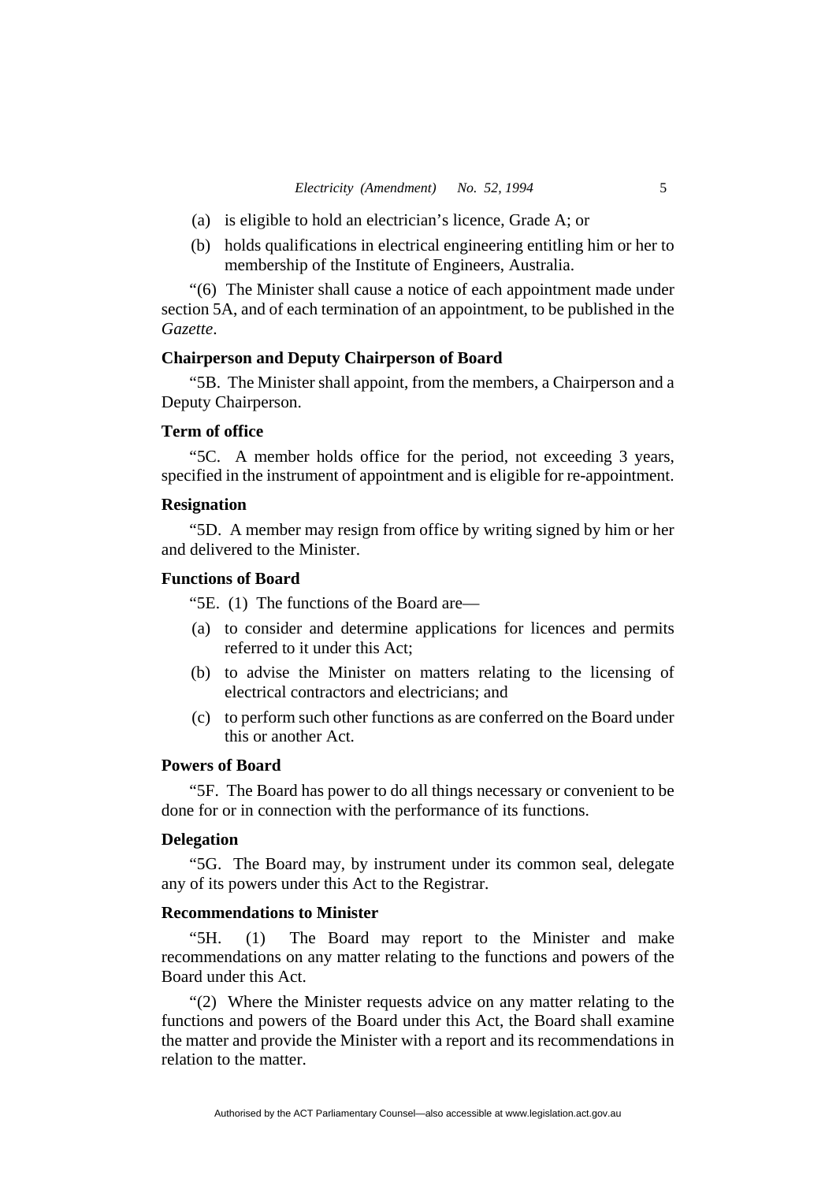(a) is eligible to hold an electrician's licence, Grade A; or

(b) holds qualifications in electrical engineering entitling him or her to membership of the Institute of Engineers, Australia.

"(6) The Minister shall cause a notice of each appointment made under section 5A, and of each termination of an appointment, to be published in the *Gazette*.

**Chairperson and Deputy Chairperson of Board**

"5B. The Minister shall appoint, from the members, a Chairperson and a Deputy Chairperson.

**Term of office**

"5C. A member holds office for the period, not exceeding 3 years, specified in the instrument of appointment and is eligible for re-appointment.

**Resignation**

"5D. A member may resign from office by writing signed by him or her and delivered to the Minister.

**Functions of Board**

"5E. (1) The functions of the Board are—

(a) to consider and determine applications for licences and permits referred to it under this Act;

(b) to advise the Minister on matters relating to the licensing of electrical contractors and electricians; and

(c) to perform such other functions as are conferred on the Board under this or another Act.

**Powers of Board**

"5F. The Board has power to do all things necessary or convenient to be done for or in connection with the performance of its functions.

**Delegation**

"5G. The Board may, by instrument under its common seal, delegate any of its powers under this Act to the Registrar.

**Recommendations to Minister**

"5H. (1) The Board may report to the Minister and make recommendations on any matter relating to the functions and powers of the Board under this Act.

"(2) Where the Minister requests advice on any matter relating to the functions and powers of the Board under this Act, the Board shall examine the matter and provide the Minister with a report and its recommendations in relation to the matter.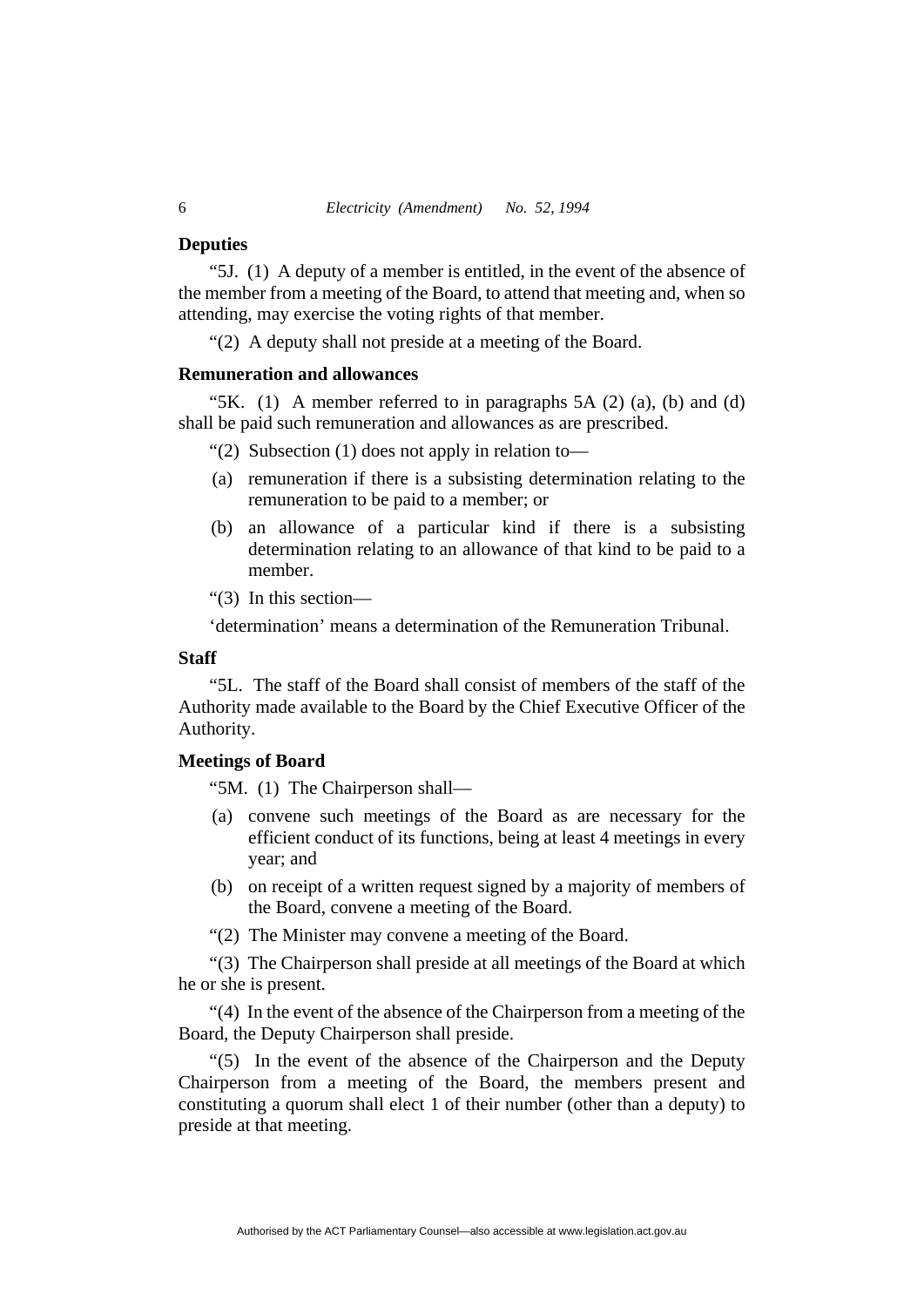**Deputies**

"5J. (1) A deputy of a member is entitled, in the event of the absence of the member from a meeting of the Board, to attend that meeting and, when so attending, may exercise the voting rights of that member.

"(2) A deputy shall not preside at a meeting of the Board.

**Remuneration and allowances**

"5K. (1) A member referred to in paragraphs 5A (2) (a), (b) and (d) shall be paid such remuneration and allowances as are prescribed.

"(2) Subsection (1) does not apply in relation to—

(a) remuneration if there is a subsisting determination relating to the remuneration to be paid to a member; or

(b) an allowance of a particular kind if there is a subsisting determination relating to an allowance of that kind to be paid to a member.

"(3) In this section—

'determination' means a determination of the Remuneration Tribunal.

**Staff**

"5L. The staff of the Board shall consist of members of the staff of the Authority made available to the Board by the Chief Executive Officer of the Authority.

**Meetings of Board**

"5M. (1) The Chairperson shall—

(a) convene such meetings of the Board as are necessary for the efficient conduct of its functions, being at least 4 meetings in every year; and

(b) on receipt of a written request signed by a majority of members of the Board, convene a meeting of the Board.

"(2) The Minister may convene a meeting of the Board.

"(3) The Chairperson shall preside at all meetings of the Board at which he or she is present.

"(4) In the event of the absence of the Chairperson from a meeting of the Board, the Deputy Chairperson shall preside.

"(5) In the event of the absence of the Chairperson and the Deputy Chairperson from a meeting of the Board, the members present and constituting a quorum shall elect 1 of their number (other than a deputy) to preside at that meeting.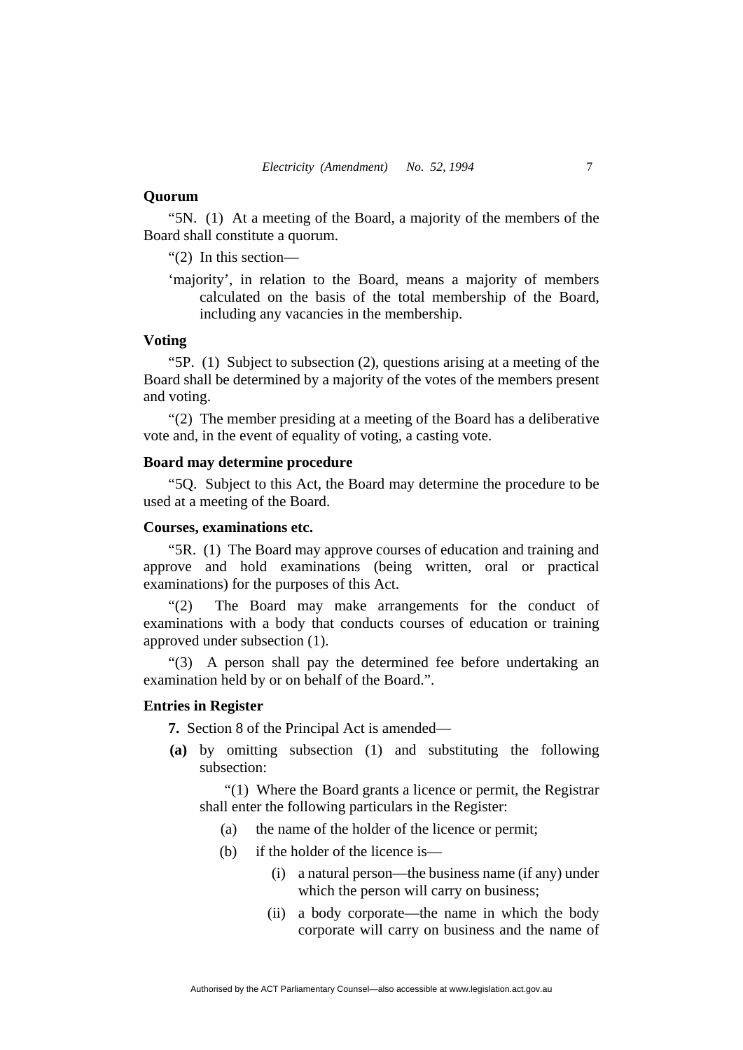**Quorum**

"5N. (1) At a meeting of the Board, a majority of the members of the Board shall constitute a quorum.

"(2) In this section—

'majority', in relation to the Board, means a majority of members calculated on the basis of the total membership of the Board, including any vacancies in the membership.

**Voting**

"5P. (1) Subject to subsection (2), questions arising at a meeting of the Board shall be determined by a majority of the votes of the members present and voting.

"(2) The member presiding at a meeting of the Board has a deliberative vote and, in the event of equality of voting, a casting vote.

**Board may determine procedure**

"5Q. Subject to this Act, the Board may determine the procedure to be used at a meeting of the Board.

**Courses, examinations etc.**

"5R. (1) The Board may approve courses of education and training and approve and hold examinations (being written, oral or practical examinations) for the purposes of this Act.

"(2) The Board may make arrangements for the conduct of examinations with a body that conducts courses of education or training approved under subsection (1).

"(3) A person shall pay the determined fee before undertaking an examination held by or on behalf of the Board.".

**Entries in Register**

**7.** Section 8 of the Principal Act is amended—

**(a)** by omitting subsection (1) and substituting the following subsection:

"(1) Where the Board grants a licence or permit, the Registrar shall enter the following particulars in the Register:

(a) the name of the holder of the licence or permit;

(b) if the holder of the licence is—

(i) a natural person—the business name (if any) under which the person will carry on business;

(ii) a body corporate—the name in which the body corporate will carry on business and the name of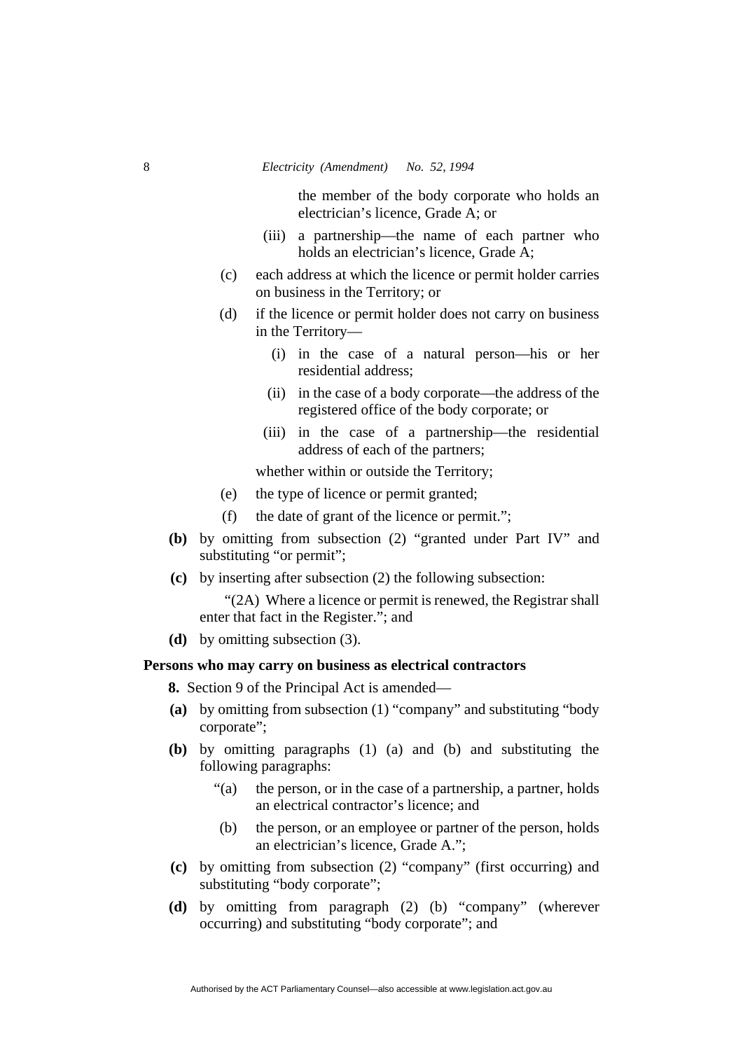the member of the body corporate who holds an electrician's licence, Grade A; or

(iii) a partnership—the name of each partner who holds an electrician's licence, Grade A;

(c) each address at which the licence or permit holder carries on business in the Territory; or

(d) if the licence or permit holder does not carry on business in the Territory—

(i) in the case of a natural person—his or her residential address;

(ii) in the case of a body corporate—the address of the registered office of the body corporate; or

(iii) in the case of a partnership—the residential address of each of the partners;

whether within or outside the Territory;

(e) the type of licence or permit granted;

(f) the date of grant of the licence or permit.";

**(b)** by omitting from subsection (2) "granted under Part IV" and substituting "or permit";

**(c)** by inserting after subsection (2) the following subsection:

"(2A) Where a licence or permit is renewed, the Registrar shall enter that fact in the Register."; and

**(d)** by omitting subsection (3).

**Persons who may carry on business as electrical contractors**

**8.** Section 9 of the Principal Act is amended—

**(a)** by omitting from subsection (1) "company" and substituting "body corporate";

**(b)** by omitting paragraphs (1) (a) and (b) and substituting the following paragraphs:

"(a) the person, or in the case of a partnership, a partner, holds an electrical contractor's licence; and

(b) the person, or an employee or partner of the person, holds an electrician's licence, Grade A.";

**(c)** by omitting from subsection (2) "company" (first occurring) and substituting "body corporate";

**(d)** by omitting from paragraph (2) (b) "company" (wherever occurring) and substituting "body corporate"; and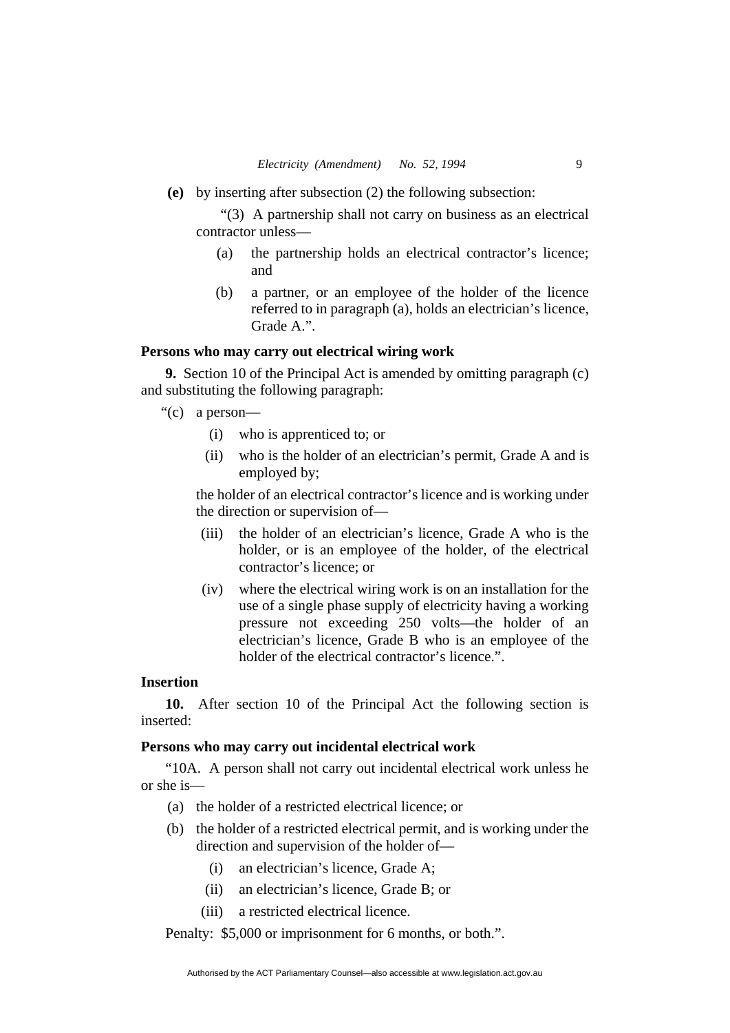**(e)** by inserting after subsection (2) the following subsection:

"(3) A partnership shall not carry on business as an electrical contractor unless—

(a) the partnership holds an electrical contractor's licence; and

(b) a partner, or an employee of the holder of the licence referred to in paragraph (a), holds an electrician's licence, Grade A.".

**Persons who may carry out electrical wiring work**

**9.** Section 10 of the Principal Act is amended by omitting paragraph (c) and substituting the following paragraph:

"(c) a person—

(i) who is apprenticed to; or

(ii) who is the holder of an electrician's permit, Grade A and is employed by;

the holder of an electrical contractor's licence and is working under the direction or supervision of—

(iii) the holder of an electrician's licence, Grade A who is the holder, or is an employee of the holder, of the electrical contractor's licence; or

(iv) where the electrical wiring work is on an installation for the use of a single phase supply of electricity having a working pressure not exceeding 250 volts—the holder of an electrician's licence, Grade B who is an employee of the holder of the electrical contractor's licence.".

**Insertion**

**10.** After section 10 of the Principal Act the following section is inserted:

**Persons who may carry out incidental electrical work**

"10A. A person shall not carry out incidental electrical work unless he or she is—

(a) the holder of a restricted electrical licence; or

(b) the holder of a restricted electrical permit, and is working under the direction and supervision of the holder of—

(i) an electrician's licence, Grade A;

(ii) an electrician's licence, Grade B; or

(iii) a restricted electrical licence.

Penalty: $5,000 or imprisonment for 6 months, or both.".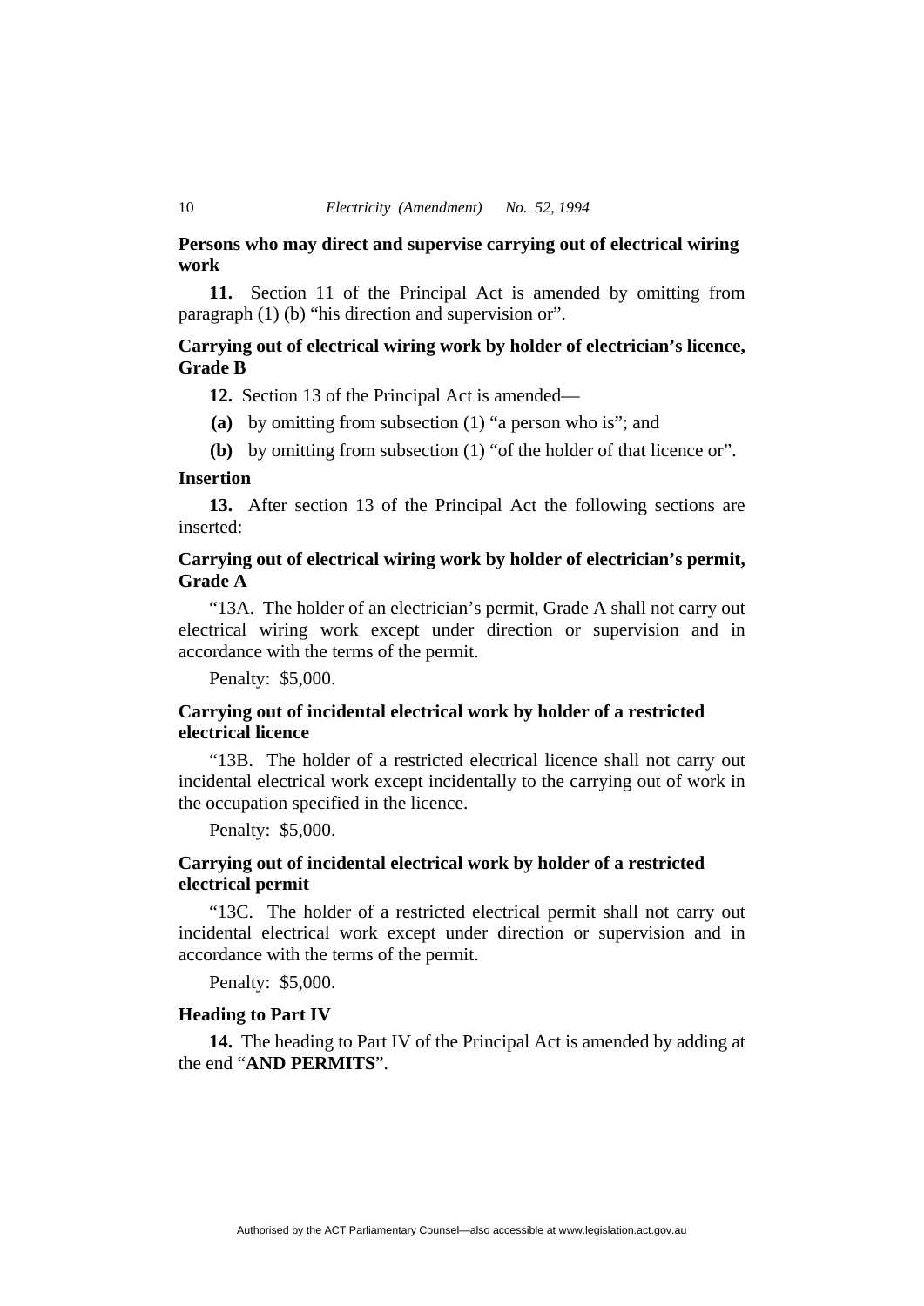**Persons who may direct and supervise carrying out of electrical wiring work**

**11.** Section 11 of the Principal Act is amended by omitting from paragraph (1) (b) "his direction and supervision or".

**Carrying out of electrical wiring work by holder of electrician's licence, Grade B**

**12.** Section 13 of the Principal Act is amended—

**(a)** by omitting from subsection (1) "a person who is"; and

**(b)** by omitting from subsection (1) "of the holder of that licence or".

**Insertion**

**13.** After section 13 of the Principal Act the following sections are inserted:

**Carrying out of electrical wiring work by holder of electrician's permit, Grade A**

"13A. The holder of an electrician's permit, Grade A shall not carry out electrical wiring work except under direction or supervision and in accordance with the terms of the permit.

Penalty: $5,000.

**Carrying out of incidental electrical work by holder of a restricted electrical licence**

"13B. The holder of a restricted electrical licence shall not carry out incidental electrical work except incidentally to the carrying out of work in the occupation specified in the licence.

Penalty: $5,000.

**Carrying out of incidental electrical work by holder of a restricted electrical permit**

"13C. The holder of a restricted electrical permit shall not carry out incidental electrical work except under direction or supervision and in accordance with the terms of the permit.

Penalty: $5,000.

**Heading to Part IV**

**14.** The heading to Part IV of the Principal Act is amended by adding at the end "**AND PERMITS**".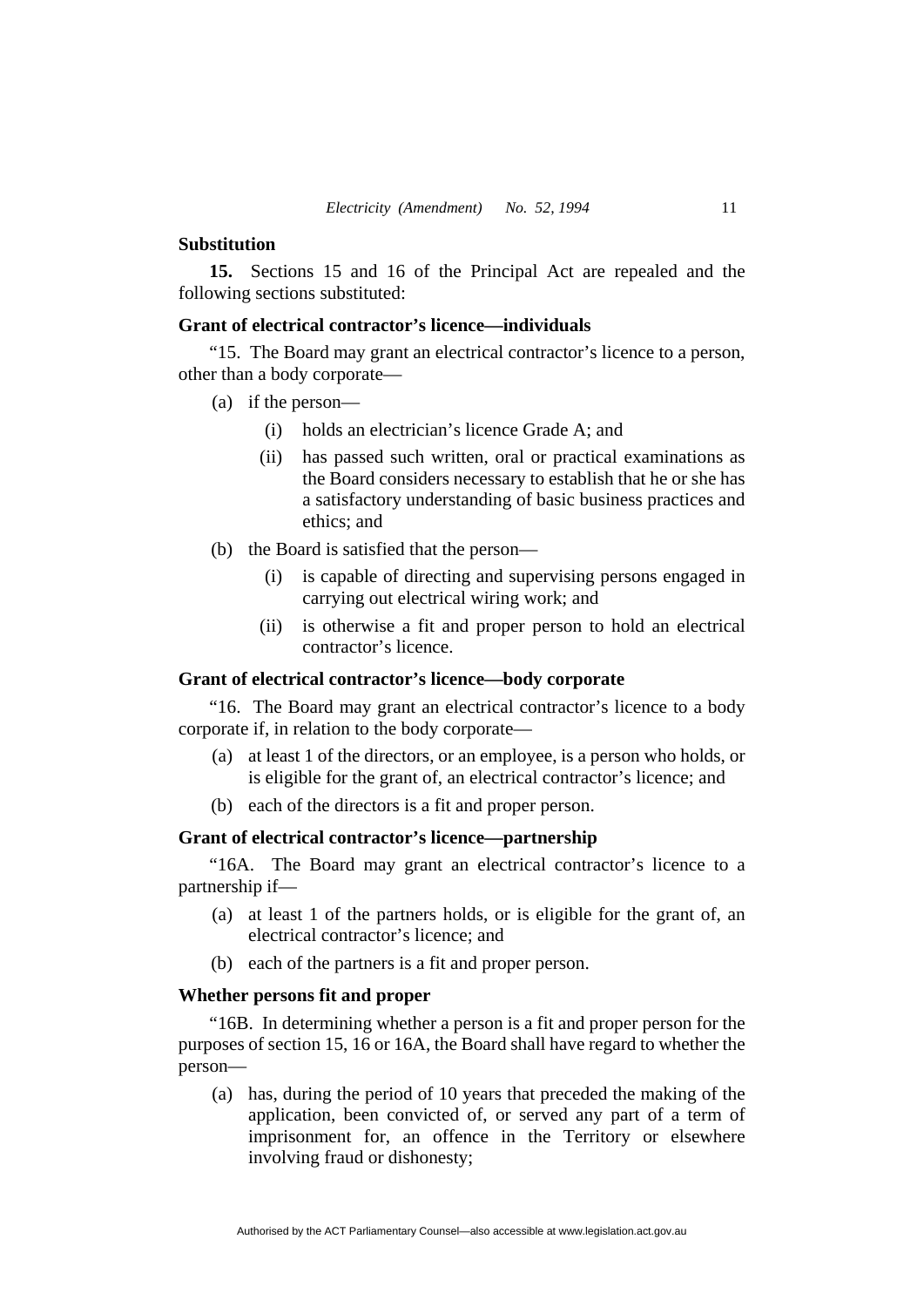**Substitution**

**15.** Sections 15 and 16 of the Principal Act are repealed and the following sections substituted:

**Grant of electrical contractor's licence—individuals**

"15. The Board may grant an electrical contractor's licence to a person, other than a body corporate—

- (a) if the person—
  - (i) holds an electrician's licence Grade A; and
  - (ii) has passed such written, oral or practical examinations as the Board considers necessary to establish that he or she has a satisfactory understanding of basic business practices and ethics; and
- (b) the Board is satisfied that the person—
  - (i) is capable of directing and supervising persons engaged in carrying out electrical wiring work; and
  - (ii) is otherwise a fit and proper person to hold an electrical contractor's licence.

**Grant of electrical contractor's licence—body corporate**

"16. The Board may grant an electrical contractor's licence to a body corporate if, in relation to the body corporate—

- (a) at least 1 of the directors, or an employee, is a person who holds, or is eligible for the grant of, an electrical contractor's licence; and
- (b) each of the directors is a fit and proper person.

**Grant of electrical contractor's licence—partnership**

"16A. The Board may grant an electrical contractor's licence to a partnership if—

- (a) at least 1 of the partners holds, or is eligible for the grant of, an electrical contractor's licence; and
- (b) each of the partners is a fit and proper person.

**Whether persons fit and proper**

"16B. In determining whether a person is a fit and proper person for the purposes of section 15, 16 or 16A, the Board shall have regard to whether the person—

- (a) has, during the period of 10 years that preceded the making of the application, been convicted of, or served any part of a term of imprisonment for, an offence in the Territory or elsewhere involving fraud or dishonesty;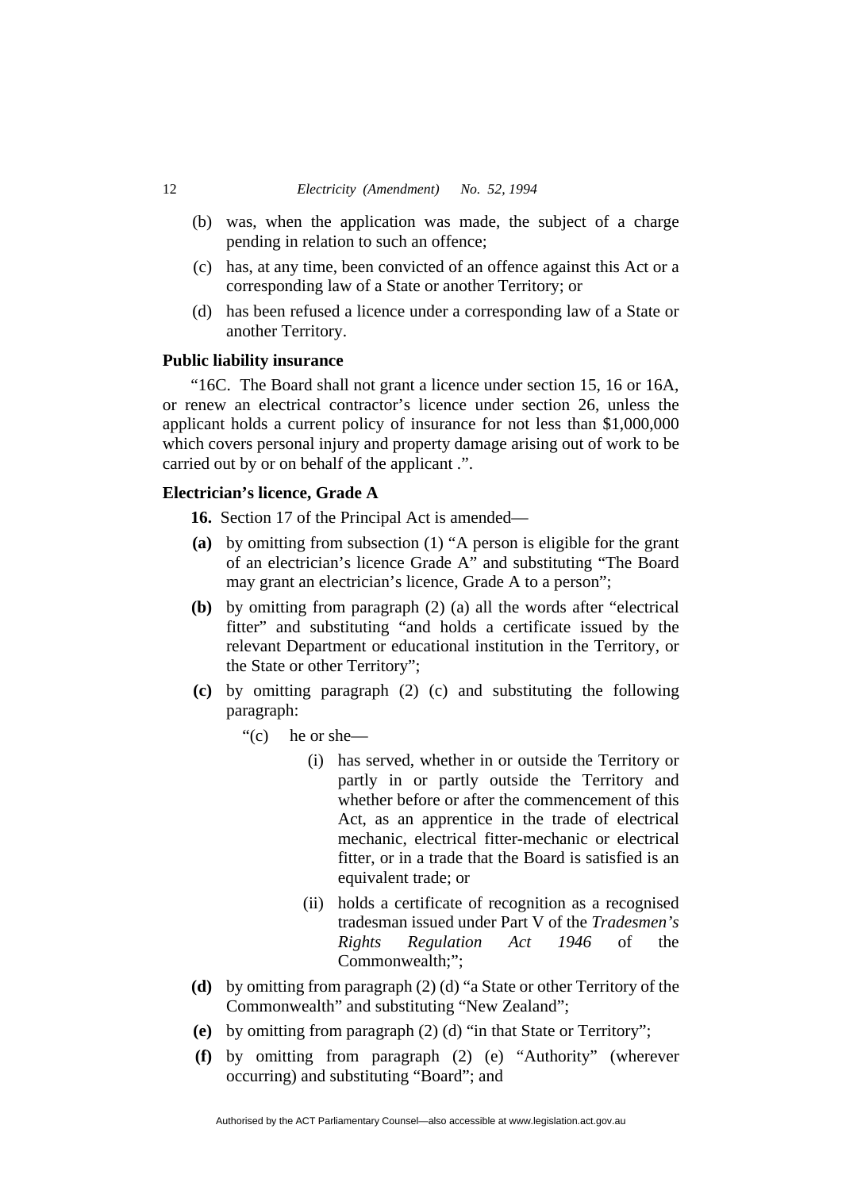(b) was, when the application was made, the subject of a charge pending in relation to such an offence;

(c) has, at any time, been convicted of an offence against this Act or a corresponding law of a State or another Territory; or

(d) has been refused a licence under a corresponding law of a State or another Territory.

**Public liability insurance**

"16C. The Board shall not grant a licence under section 15, 16 or 16A, or renew an electrical contractor's licence under section 26, unless the applicant holds a current policy of insurance for not less than $1,000,000 which covers personal injury and property damage arising out of work to be carried out by or on behalf of the applicant .".

**Electrician's licence, Grade A**

**16.** Section 17 of the Principal Act is amended—

**(a)** by omitting from subsection (1) "A person is eligible for the grant of an electrician's licence Grade A" and substituting "The Board may grant an electrician's licence, Grade A to a person";

**(b)** by omitting from paragraph (2) (a) all the words after "electrical fitter" and substituting "and holds a certificate issued by the relevant Department or educational institution in the Territory, or the State or other Territory";

**(c)** by omitting paragraph (2) (c) and substituting the following paragraph:

"(c) he or she—

(i) has served, whether in or outside the Territory or partly in or partly outside the Territory and whether before or after the commencement of this Act, as an apprentice in the trade of electrical mechanic, electrical fitter-mechanic or electrical fitter, or in a trade that the Board is satisfied is an equivalent trade; or

(ii) holds a certificate of recognition as a recognised tradesman issued under Part V of the *Tradesmen's Rights Regulation Act 1946* of the Commonwealth;";

**(d)** by omitting from paragraph (2) (d) "a State or other Territory of the Commonwealth" and substituting "New Zealand";

**(e)** by omitting from paragraph (2) (d) "in that State or Territory";

**(f)** by omitting from paragraph (2) (e) "Authority" (wherever occurring) and substituting "Board"; and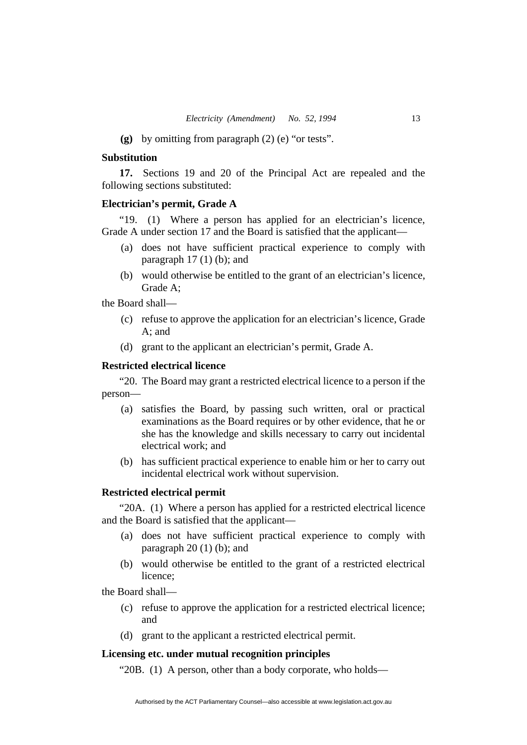**(g)** by omitting from paragraph (2) (e) "or tests".

**Substitution**

**17.** Sections 19 and 20 of the Principal Act are repealed and the following sections substituted:

**Electrician's permit, Grade A**

"19. (1) Where a person has applied for an electrician's licence, Grade A under section 17 and the Board is satisfied that the applicant—

(a) does not have sufficient practical experience to comply with paragraph 17 (1) (b); and

(b) would otherwise be entitled to the grant of an electrician's licence, Grade A;

the Board shall—

(c) refuse to approve the application for an electrician's licence, Grade A; and

(d) grant to the applicant an electrician's permit, Grade A.

**Restricted electrical licence**

"20. The Board may grant a restricted electrical licence to a person if the person—

(a) satisfies the Board, by passing such written, oral or practical examinations as the Board requires or by other evidence, that he or she has the knowledge and skills necessary to carry out incidental electrical work; and

(b) has sufficient practical experience to enable him or her to carry out incidental electrical work without supervision.

**Restricted electrical permit**

"20A. (1) Where a person has applied for a restricted electrical licence and the Board is satisfied that the applicant—

(a) does not have sufficient practical experience to comply with paragraph 20 (1) (b); and

(b) would otherwise be entitled to the grant of a restricted electrical licence;

the Board shall—

(c) refuse to approve the application for a restricted electrical licence; and

(d) grant to the applicant a restricted electrical permit.

**Licensing etc. under mutual recognition principles**

"20B. (1) A person, other than a body corporate, who holds—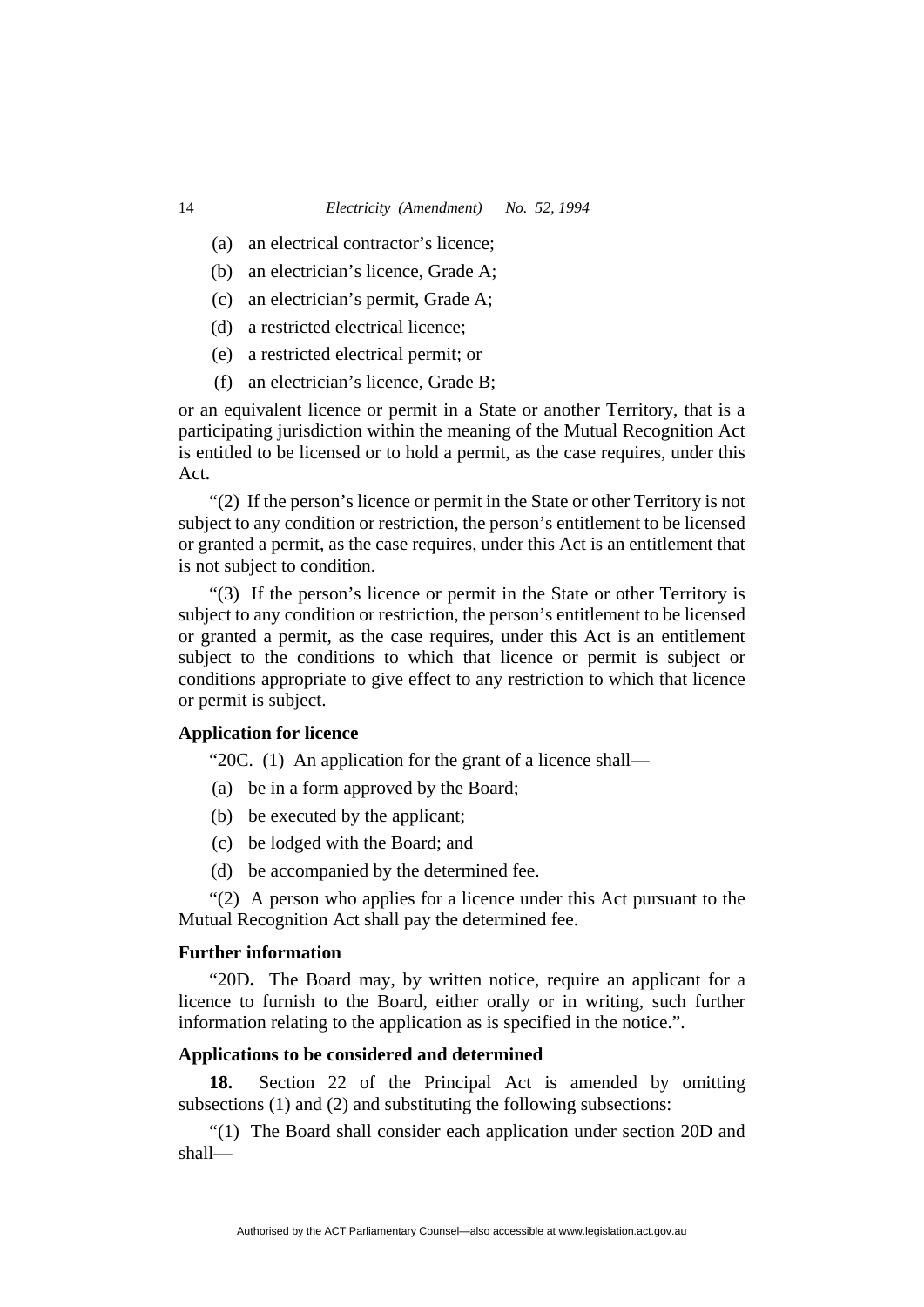(a) an electrical contractor's licence;

(b) an electrician's licence, Grade A;

(c) an electrician's permit, Grade A;

(d) a restricted electrical licence;

(e) a restricted electrical permit; or

(f) an electrician's licence, Grade B;

or an equivalent licence or permit in a State or another Territory, that is a participating jurisdiction within the meaning of the Mutual Recognition Act is entitled to be licensed or to hold a permit, as the case requires, under this Act.

"(2) If the person's licence or permit in the State or other Territory is not subject to any condition or restriction, the person's entitlement to be licensed or granted a permit, as the case requires, under this Act is an entitlement that is not subject to condition.

"(3) If the person's licence or permit in the State or other Territory is subject to any condition or restriction, the person's entitlement to be licensed or granted a permit, as the case requires, under this Act is an entitlement subject to the conditions to which that licence or permit is subject or conditions appropriate to give effect to any restriction to which that licence or permit is subject.

**Application for licence**

"20C. (1) An application for the grant of a licence shall—

(a) be in a form approved by the Board;

(b) be executed by the applicant;

(c) be lodged with the Board; and

(d) be accompanied by the determined fee.

"(2) A person who applies for a licence under this Act pursuant to the Mutual Recognition Act shall pay the determined fee.

**Further information**

"20D**.** The Board may, by written notice, require an applicant for a licence to furnish to the Board, either orally or in writing, such further information relating to the application as is specified in the notice.".

**Applications to be considered and determined**

**18.** Section 22 of the Principal Act is amended by omitting subsections (1) and (2) and substituting the following subsections:

"(1) The Board shall consider each application under section 20D and shall—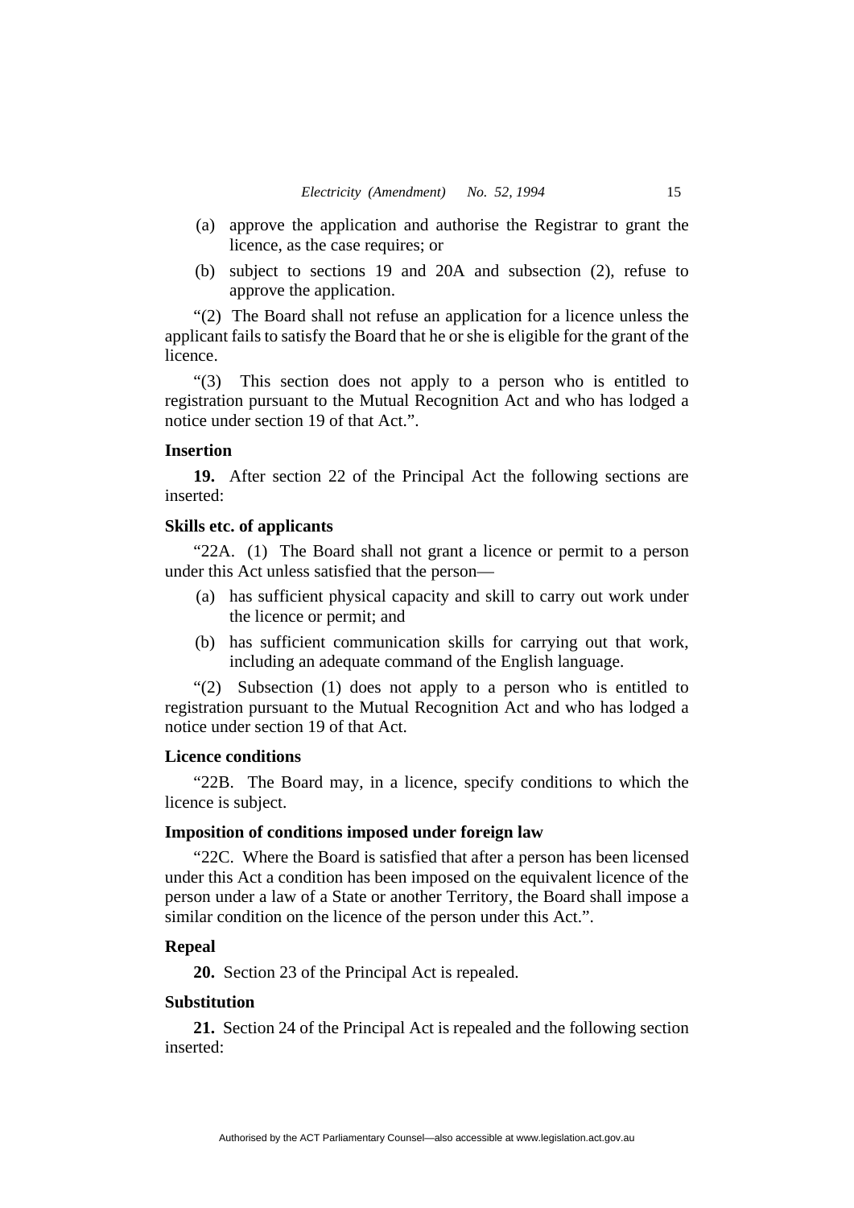(a) approve the application and authorise the Registrar to grant the licence, as the case requires; or

(b) subject to sections 19 and 20A and subsection (2), refuse to approve the application.

"(2) The Board shall not refuse an application for a licence unless the applicant fails to satisfy the Board that he or she is eligible for the grant of the licence.

"(3) This section does not apply to a person who is entitled to registration pursuant to the Mutual Recognition Act and who has lodged a notice under section 19 of that Act.".

**Insertion**

**19.** After section 22 of the Principal Act the following sections are inserted:

**Skills etc. of applicants**

"22A. (1) The Board shall not grant a licence or permit to a person under this Act unless satisfied that the person—

(a) has sufficient physical capacity and skill to carry out work under the licence or permit; and

(b) has sufficient communication skills for carrying out that work, including an adequate command of the English language.

"(2) Subsection (1) does not apply to a person who is entitled to registration pursuant to the Mutual Recognition Act and who has lodged a notice under section 19 of that Act.

**Licence conditions**

"22B. The Board may, in a licence, specify conditions to which the licence is subject.

**Imposition of conditions imposed under foreign law**

"22C. Where the Board is satisfied that after a person has been licensed under this Act a condition has been imposed on the equivalent licence of the person under a law of a State or another Territory, the Board shall impose a similar condition on the licence of the person under this Act.".

**Repeal**

**20.** Section 23 of the Principal Act is repealed.

**Substitution**

**21.** Section 24 of the Principal Act is repealed and the following section inserted: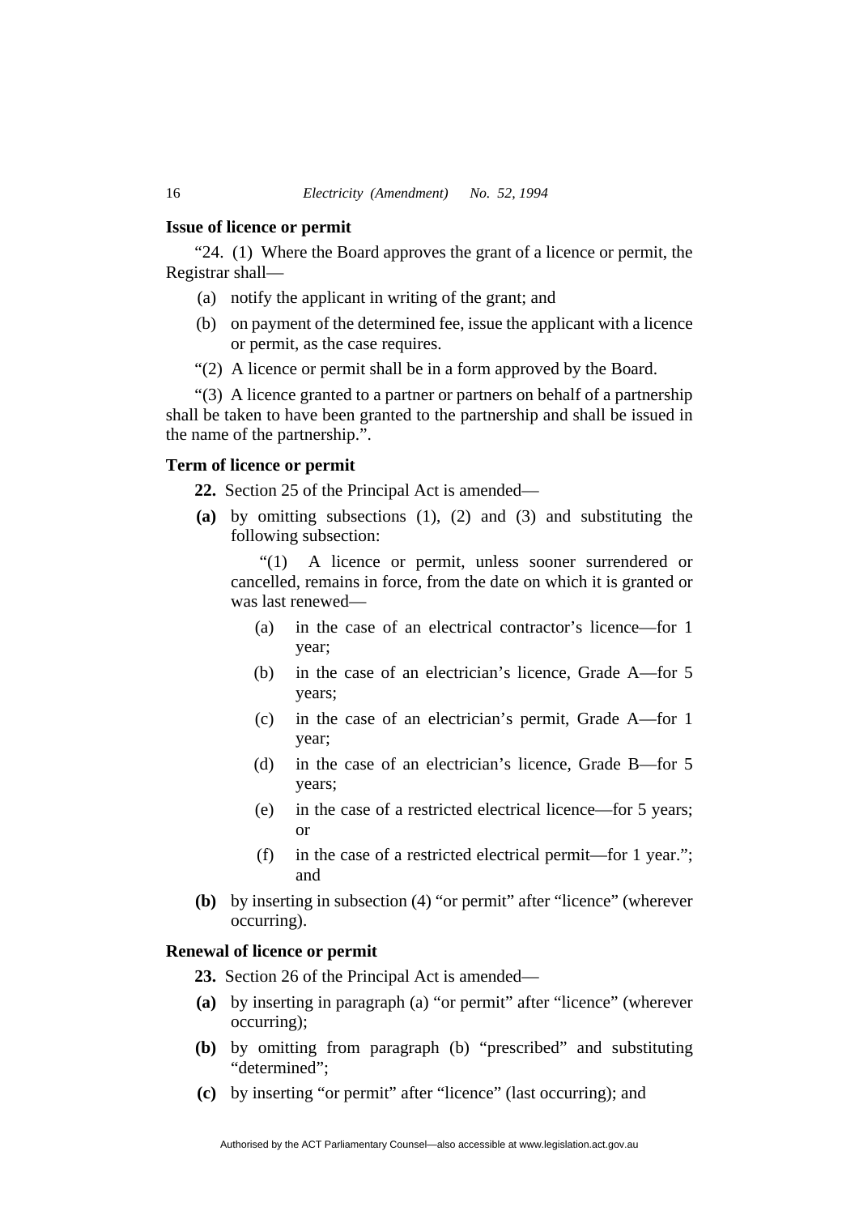**Issue of licence or permit**

"24. (1) Where the Board approves the grant of a licence or permit, the Registrar shall—

(a) notify the applicant in writing of the grant; and

(b) on payment of the determined fee, issue the applicant with a licence or permit, as the case requires.

"(2) A licence or permit shall be in a form approved by the Board.

"(3) A licence granted to a partner or partners on behalf of a partnership shall be taken to have been granted to the partnership and shall be issued in the name of the partnership.".

**Term of licence or permit**

**22.** Section 25 of the Principal Act is amended—

**(a)** by omitting subsections (1), (2) and (3) and substituting the following subsection:

"(1) A licence or permit, unless sooner surrendered or cancelled, remains in force, from the date on which it is granted or was last renewed—

(a) in the case of an electrical contractor's licence—for 1 year;

(b) in the case of an electrician's licence, Grade A—for 5 years;

(c) in the case of an electrician's permit, Grade A—for 1 year;

(d) in the case of an electrician's licence, Grade B—for 5 years;

(e) in the case of a restricted electrical licence—for 5 years; or

(f) in the case of a restricted electrical permit—for 1 year."; and

**(b)** by inserting in subsection (4) "or permit" after "licence" (wherever occurring).

**Renewal of licence or permit**

**23.** Section 26 of the Principal Act is amended—

**(a)** by inserting in paragraph (a) "or permit" after "licence" (wherever occurring);

**(b)** by omitting from paragraph (b) "prescribed" and substituting "determined";

**(c)** by inserting "or permit" after "licence" (last occurring); and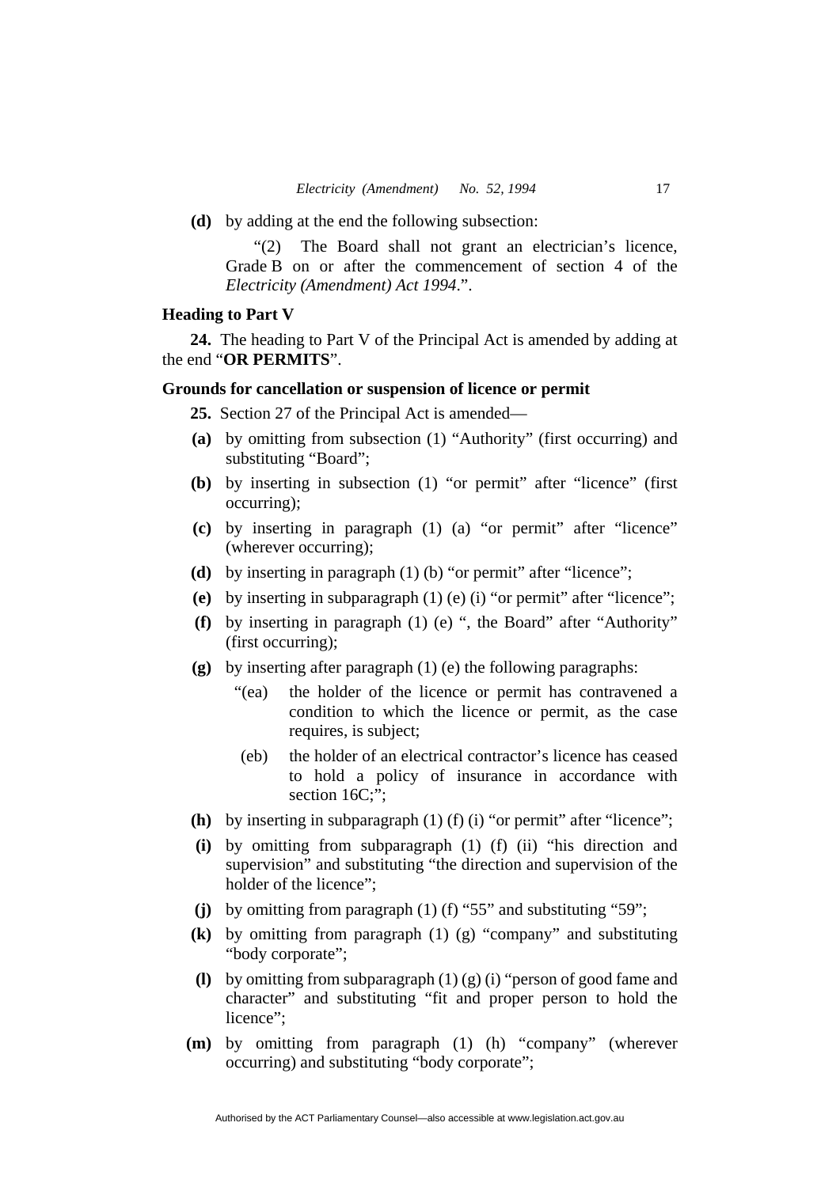**(d)** by adding at the end the following subsection:

"(2) The Board shall not grant an electrician's licence, Grade B on or after the commencement of section 4 of the *Electricity (Amendment) Act 1994*.".

**Heading to Part V**

**24.** The heading to Part V of the Principal Act is amended by adding at the end "**OR PERMITS**".

**Grounds for cancellation or suspension of licence or permit**

**25.** Section 27 of the Principal Act is amended—

**(a)** by omitting from subsection (1) "Authority" (first occurring) and substituting "Board";

**(b)** by inserting in subsection (1) "or permit" after "licence" (first occurring);

**(c)** by inserting in paragraph (1) (a) "or permit" after "licence" (wherever occurring);

**(d)** by inserting in paragraph (1) (b) "or permit" after "licence";

**(e)** by inserting in subparagraph (1) (e) (i) "or permit" after "licence";

**(f)** by inserting in paragraph (1) (e) ", the Board" after "Authority" (first occurring);

**(g)** by inserting after paragraph (1) (e) the following paragraphs:

"(ea) the holder of the licence or permit has contravened a condition to which the licence or permit, as the case requires, is subject;

(eb) the holder of an electrical contractor's licence has ceased to hold a policy of insurance in accordance with section 16C;";

**(h)** by inserting in subparagraph (1) (f) (i) "or permit" after "licence";

**(i)** by omitting from subparagraph (1) (f) (ii) "his direction and supervision" and substituting "the direction and supervision of the holder of the licence";

**(j)** by omitting from paragraph (1) (f) "55" and substituting "59";

**(k)** by omitting from paragraph (1) (g) "company" and substituting "body corporate";

**(l)** by omitting from subparagraph (1) (g) (i) "person of good fame and character" and substituting "fit and proper person to hold the licence";

**(m)** by omitting from paragraph (1) (h) "company" (wherever occurring) and substituting "body corporate";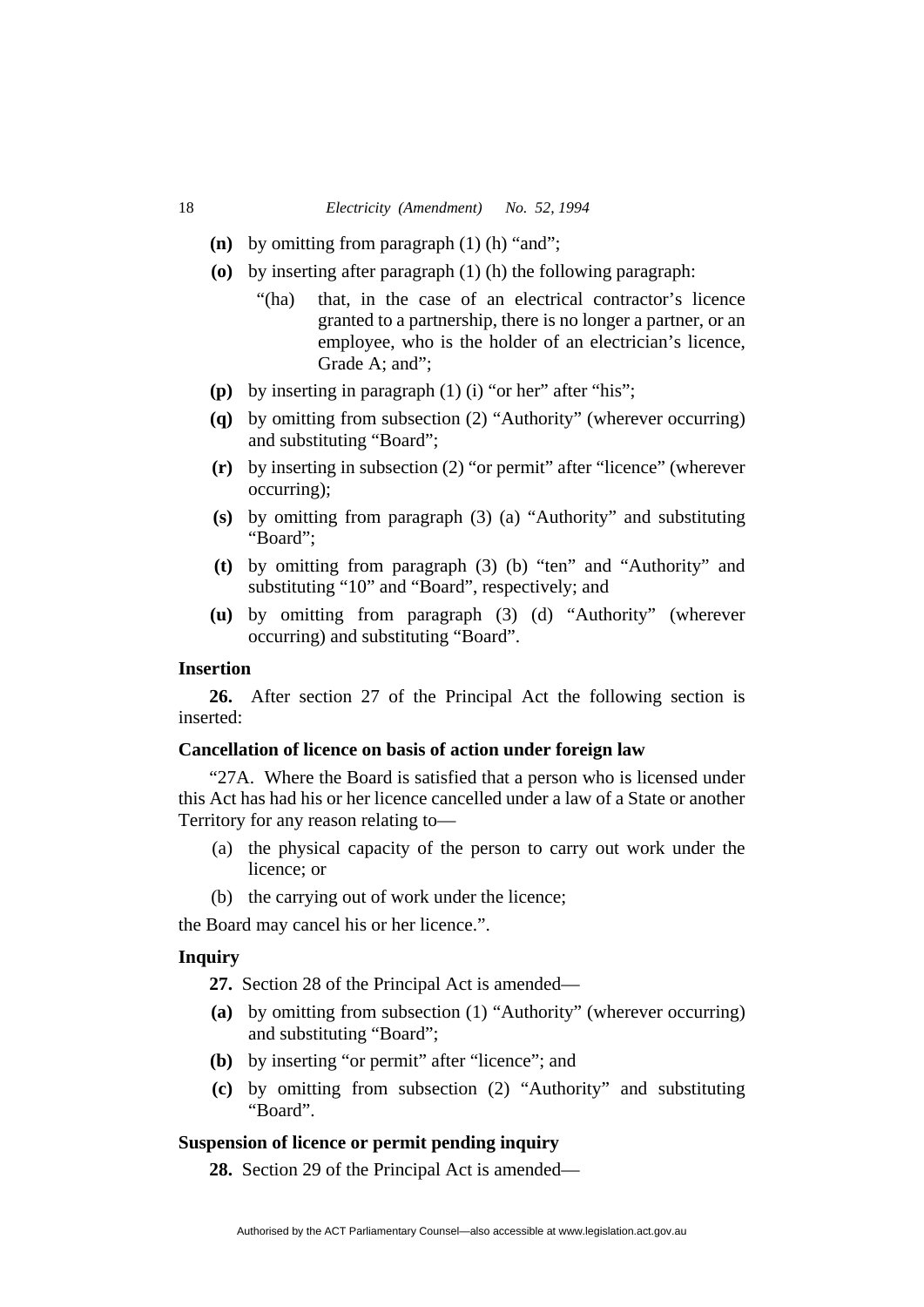- **(n)** by omitting from paragraph (1) (h) "and";
- **(o)** by inserting after paragraph (1) (h) the following paragraph:
  - "(ha) that, in the case of an electrical contractor's licence granted to a partnership, there is no longer a partner, or an employee, who is the holder of an electrician's licence, Grade A; and";
- **(p)** by inserting in paragraph (1) (i) "or her" after "his";
- **(q)** by omitting from subsection (2) "Authority" (wherever occurring) and substituting "Board";
- **(r)** by inserting in subsection (2) "or permit" after "licence" (wherever occurring);
- **(s)** by omitting from paragraph (3) (a) "Authority" and substituting "Board";
- **(t)** by omitting from paragraph (3) (b) "ten" and "Authority" and substituting "10" and "Board", respectively; and
- **(u)** by omitting from paragraph (3) (d) "Authority" (wherever occurring) and substituting "Board".

**Insertion**

**26.** After section 27 of the Principal Act the following section is inserted:

**Cancellation of licence on basis of action under foreign law**

"27A. Where the Board is satisfied that a person who is licensed under this Act has had his or her licence cancelled under a law of a State or another Territory for any reason relating to—

- (a) the physical capacity of the person to carry out work under the licence; or
- (b) the carrying out of work under the licence;

the Board may cancel his or her licence.".

**Inquiry**

**27.** Section 28 of the Principal Act is amended—

- **(a)** by omitting from subsection (1) "Authority" (wherever occurring) and substituting "Board";
- **(b)** by inserting "or permit" after "licence"; and
- **(c)** by omitting from subsection (2) "Authority" and substituting "Board".

**Suspension of licence or permit pending inquiry**

**28.** Section 29 of the Principal Act is amended—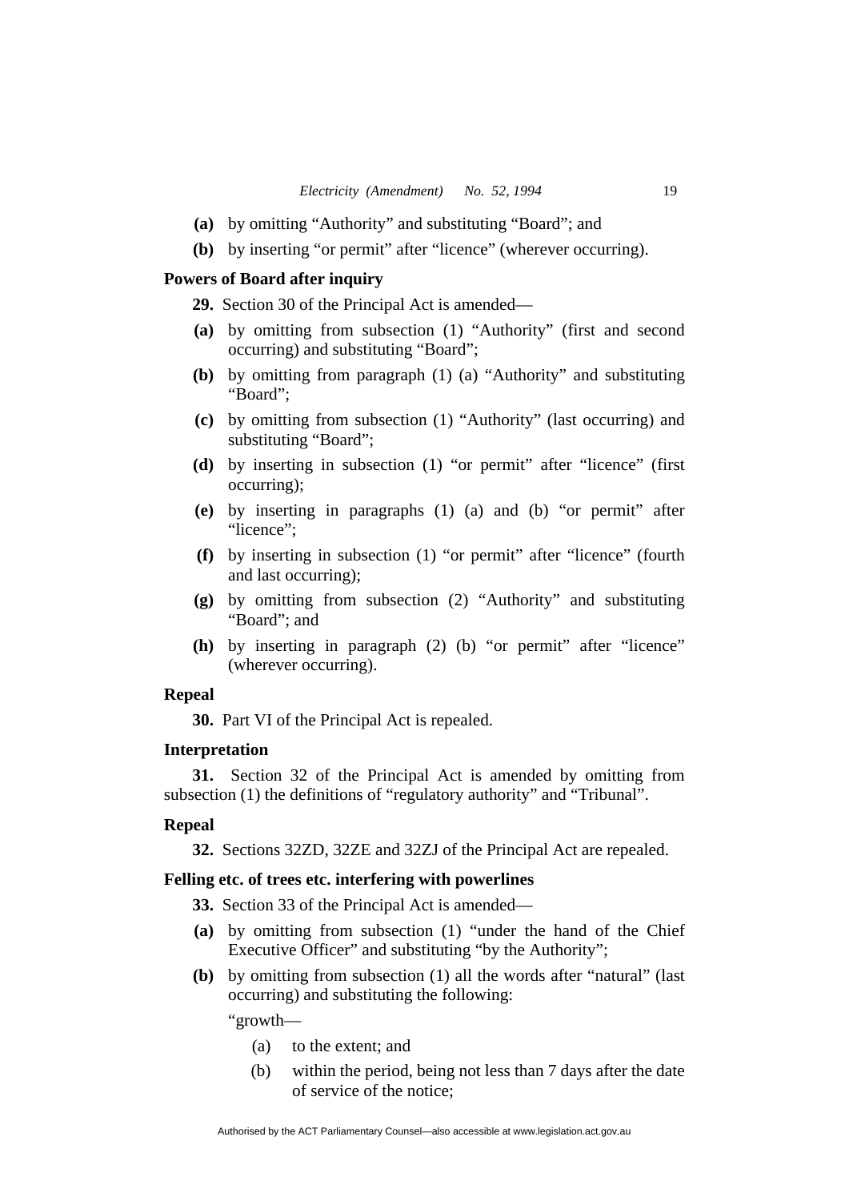**(a)** by omitting “Authority” and substituting “Board”; and

**(b)** by inserting “or permit” after “licence” (wherever occurring).

**Powers of Board after inquiry**

**29.** Section 30 of the Principal Act is amended—

**(a)** by omitting from subsection (1) “Authority” (first and second occurring) and substituting “Board”;

**(b)** by omitting from paragraph (1) (a) “Authority” and substituting “Board”;

**(c)** by omitting from subsection (1) “Authority” (last occurring) and substituting “Board”;

**(d)** by inserting in subsection (1) “or permit” after “licence” (first occurring);

**(e)** by inserting in paragraphs (1) (a) and (b) “or permit” after “licence”;

**(f)** by inserting in subsection (1) “or permit” after “licence” (fourth and last occurring);

**(g)** by omitting from subsection (2) “Authority” and substituting “Board”; and

**(h)** by inserting in paragraph (2) (b) “or permit” after “licence” (wherever occurring).

**Repeal**

**30.** Part VI of the Principal Act is repealed.

**Interpretation**

**31.** Section 32 of the Principal Act is amended by omitting from subsection (1) the definitions of “regulatory authority” and “Tribunal”.

**Repeal**

**32.** Sections 32ZD, 32ZE and 32ZJ of the Principal Act are repealed.

**Felling etc. of trees etc. interfering with powerlines**

**33.** Section 33 of the Principal Act is amended—

**(a)** by omitting from subsection (1) “under the hand of the Chief Executive Officer” and substituting “by the Authority”;

**(b)** by omitting from subsection (1) all the words after “natural” (last occurring) and substituting the following:

“growth—

(a) to the extent; and

(b) within the period, being not less than 7 days after the date of service of the notice;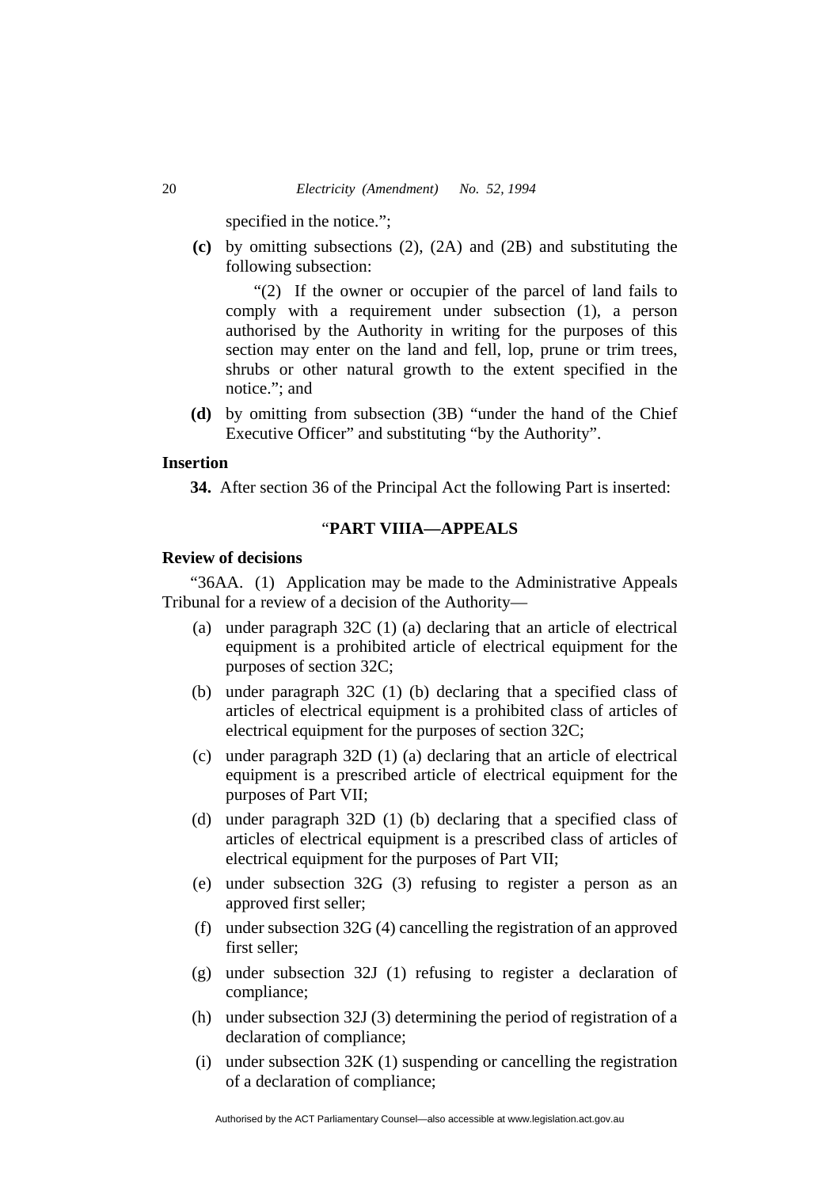specified in the notice.";

**(c)** by omitting subsections (2), (2A) and (2B) and substituting the following subsection:

"(2) If the owner or occupier of the parcel of land fails to comply with a requirement under subsection (1), a person authorised by the Authority in writing for the purposes of this section may enter on the land and fell, lop, prune or trim trees, shrubs or other natural growth to the extent specified in the notice."; and

**(d)** by omitting from subsection (3B) "under the hand of the Chief Executive Officer" and substituting "by the Authority".

**Insertion**

**34.** After section 36 of the Principal Act the following Part is inserted:

"**PART VIIIA—APPEALS**

**Review of decisions**

"36AA. (1) Application may be made to the Administrative Appeals Tribunal for a review of a decision of the Authority—

(a) under paragraph 32C (1) (a) declaring that an article of electrical equipment is a prohibited article of electrical equipment for the purposes of section 32C;

(b) under paragraph 32C (1) (b) declaring that a specified class of articles of electrical equipment is a prohibited class of articles of electrical equipment for the purposes of section 32C;

(c) under paragraph 32D (1) (a) declaring that an article of electrical equipment is a prescribed article of electrical equipment for the purposes of Part VII;

(d) under paragraph 32D (1) (b) declaring that a specified class of articles of electrical equipment is a prescribed class of articles of electrical equipment for the purposes of Part VII;

(e) under subsection 32G (3) refusing to register a person as an approved first seller;

(f) under subsection 32G (4) cancelling the registration of an approved first seller;

(g) under subsection 32J (1) refusing to register a declaration of compliance;

(h) under subsection 32J (3) determining the period of registration of a declaration of compliance;

(i) under subsection 32K (1) suspending or cancelling the registration of a declaration of compliance;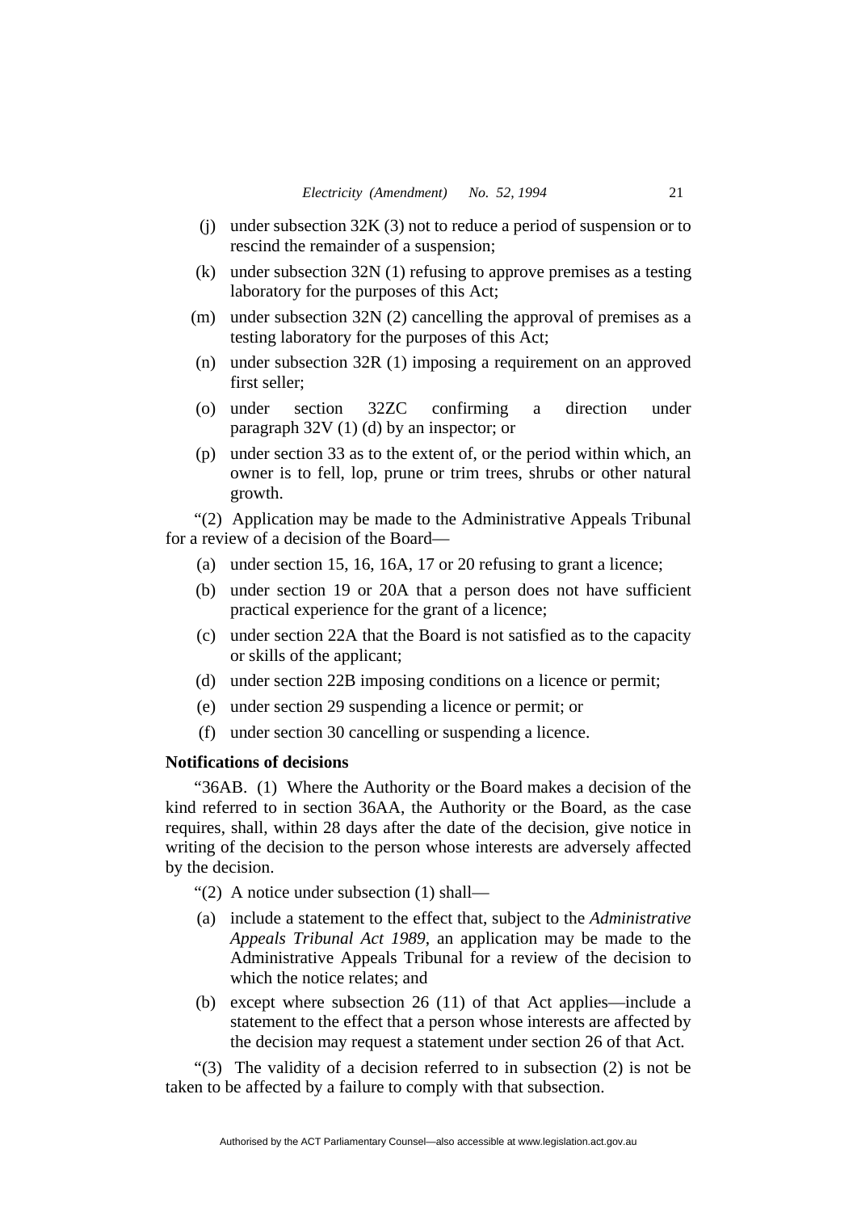(j) under subsection 32K (3) not to reduce a period of suspension or to rescind the remainder of a suspension;

(k) under subsection 32N (1) refusing to approve premises as a testing laboratory for the purposes of this Act;

(m) under subsection 32N (2) cancelling the approval of premises as a testing laboratory for the purposes of this Act;

(n) under subsection 32R (1) imposing a requirement on an approved first seller;

(o) under section 32ZC confirming a direction under paragraph 32V (1) (d) by an inspector; or

(p) under section 33 as to the extent of, or the period within which, an owner is to fell, lop, prune or trim trees, shrubs or other natural growth.

"(2) Application may be made to the Administrative Appeals Tribunal for a review of a decision of the Board—

(a) under section 15, 16, 16A, 17 or 20 refusing to grant a licence;

(b) under section 19 or 20A that a person does not have sufficient practical experience for the grant of a licence;

(c) under section 22A that the Board is not satisfied as to the capacity or skills of the applicant;

(d) under section 22B imposing conditions on a licence or permit;

(e) under section 29 suspending a licence or permit; or

(f) under section 30 cancelling or suspending a licence.

**Notifications of decisions**

"36AB. (1) Where the Authority or the Board makes a decision of the kind referred to in section 36AA, the Authority or the Board, as the case requires, shall, within 28 days after the date of the decision, give notice in writing of the decision to the person whose interests are adversely affected by the decision.

"(2) A notice under subsection (1) shall—

(a) include a statement to the effect that, subject to the *Administrative Appeals Tribunal Act 1989*, an application may be made to the Administrative Appeals Tribunal for a review of the decision to which the notice relates; and

(b) except where subsection 26 (11) of that Act applies—include a statement to the effect that a person whose interests are affected by the decision may request a statement under section 26 of that Act.

"(3) The validity of a decision referred to in subsection (2) is not be taken to be affected by a failure to comply with that subsection.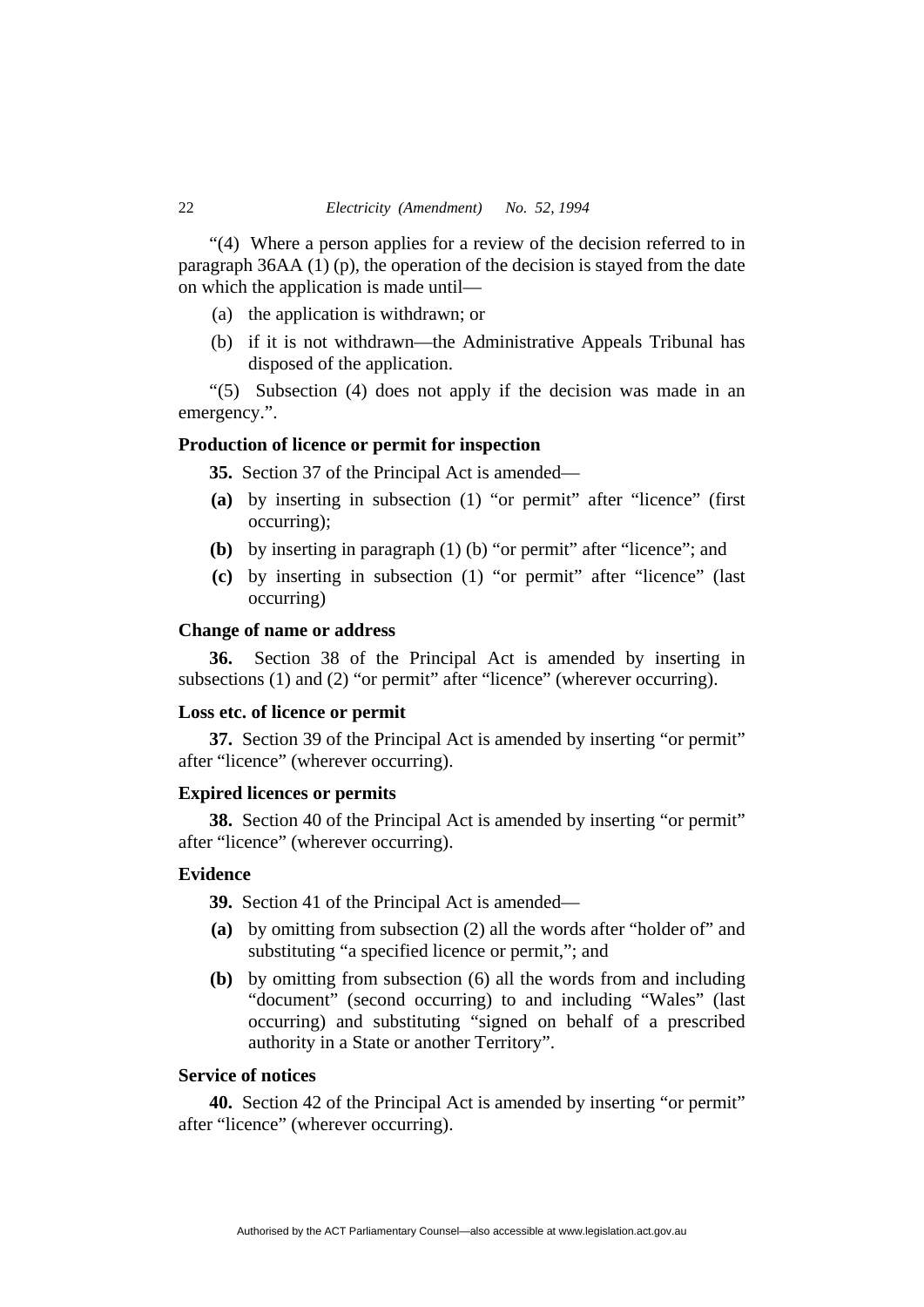"(4) Where a person applies for a review of the decision referred to in paragraph 36AA (1) (p), the operation of the decision is stayed from the date on which the application is made until—

(a) the application is withdrawn; or

(b) if it is not withdrawn—the Administrative Appeals Tribunal has disposed of the application.

"(5) Subsection (4) does not apply if the decision was made in an emergency.".

**Production of licence or permit for inspection**

**35.** Section 37 of the Principal Act is amended—

**(a)** by inserting in subsection (1) "or permit" after "licence" (first occurring);

**(b)** by inserting in paragraph (1) (b) "or permit" after "licence"; and

**(c)** by inserting in subsection (1) "or permit" after "licence" (last occurring)

**Change of name or address**

**36.** Section 38 of the Principal Act is amended by inserting in subsections (1) and (2) "or permit" after "licence" (wherever occurring).

**Loss etc. of licence or permit**

**37.** Section 39 of the Principal Act is amended by inserting "or permit" after "licence" (wherever occurring).

**Expired licences or permits**

**38.** Section 40 of the Principal Act is amended by inserting "or permit" after "licence" (wherever occurring).

**Evidence**

**39.** Section 41 of the Principal Act is amended—

**(a)** by omitting from subsection (2) all the words after "holder of" and substituting "a specified licence or permit,"; and

**(b)** by omitting from subsection (6) all the words from and including "document" (second occurring) to and including "Wales" (last occurring) and substituting "signed on behalf of a prescribed authority in a State or another Territory".

**Service of notices**

**40.** Section 42 of the Principal Act is amended by inserting "or permit" after "licence" (wherever occurring).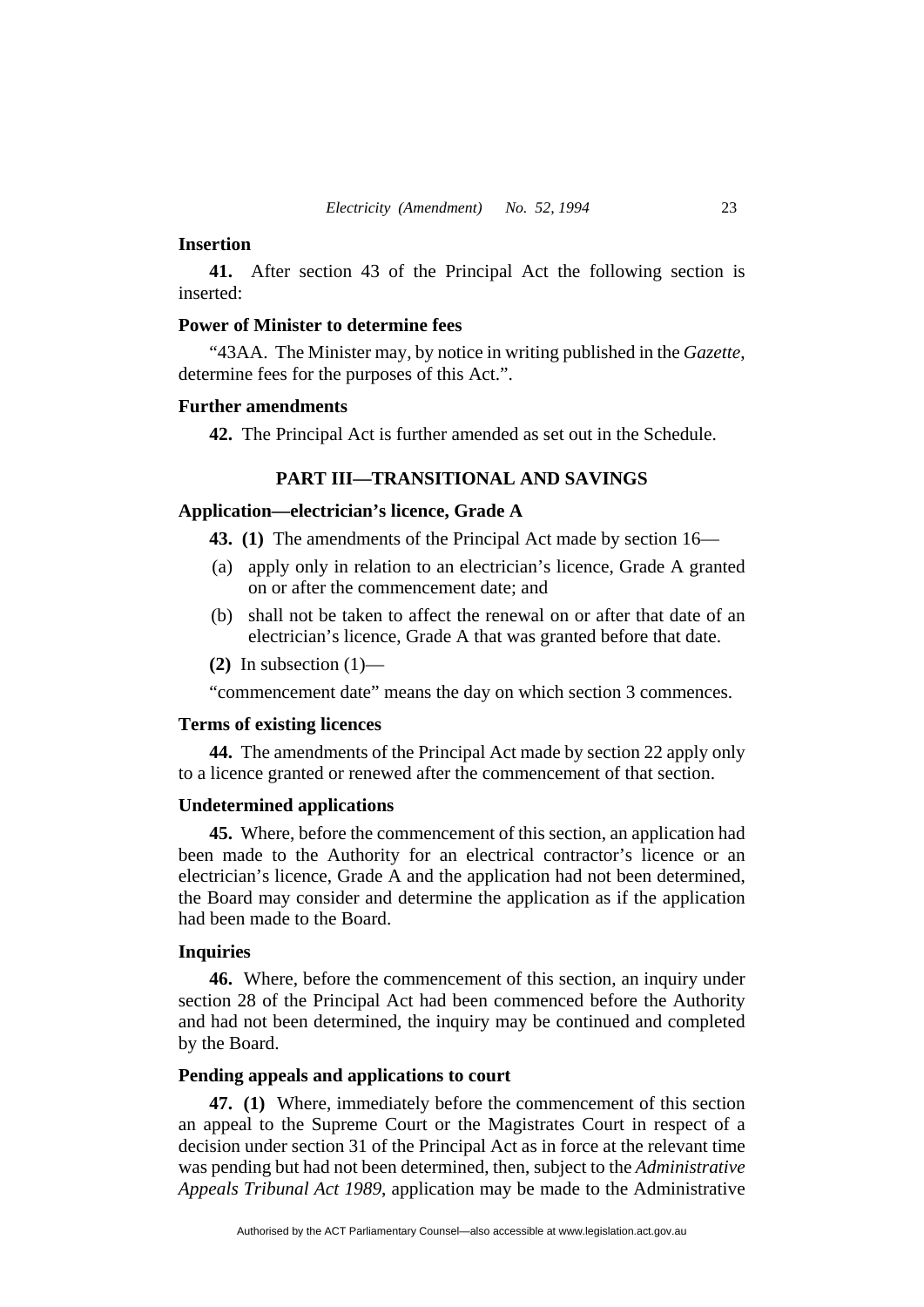**Insertion**

**41.** After section 43 of the Principal Act the following section is inserted:

**Power of Minister to determine fees**

"43AA. The Minister may, by notice in writing published in the *Gazette*, determine fees for the purposes of this Act.".

**Further amendments**

**42.** The Principal Act is further amended as set out in the Schedule.

## PART III—TRANSITIONAL AND SAVINGS

**Application—electrician's licence, Grade A**

**43. (1)** The amendments of the Principal Act made by section 16—

(a) apply only in relation to an electrician's licence, Grade A granted on or after the commencement date; and

(b) shall not be taken to affect the renewal on or after that date of an electrician's licence, Grade A that was granted before that date.

**(2)** In subsection (1)—

"commencement date" means the day on which section 3 commences.

**Terms of existing licences**

**44.** The amendments of the Principal Act made by section 22 apply only to a licence granted or renewed after the commencement of that section.

**Undetermined applications**

**45.** Where, before the commencement of this section, an application had been made to the Authority for an electrical contractor's licence or an electrician's licence, Grade A and the application had not been determined, the Board may consider and determine the application as if the application had been made to the Board.

**Inquiries**

**46.** Where, before the commencement of this section, an inquiry under section 28 of the Principal Act had been commenced before the Authority and had not been determined, the inquiry may be continued and completed by the Board.

**Pending appeals and applications to court**

**47. (1)** Where, immediately before the commencement of this section an appeal to the Supreme Court or the Magistrates Court in respect of a decision under section 31 of the Principal Act as in force at the relevant time was pending but had not been determined, then, subject to the *Administrative Appeals Tribunal Act 1989*, application may be made to the Administrative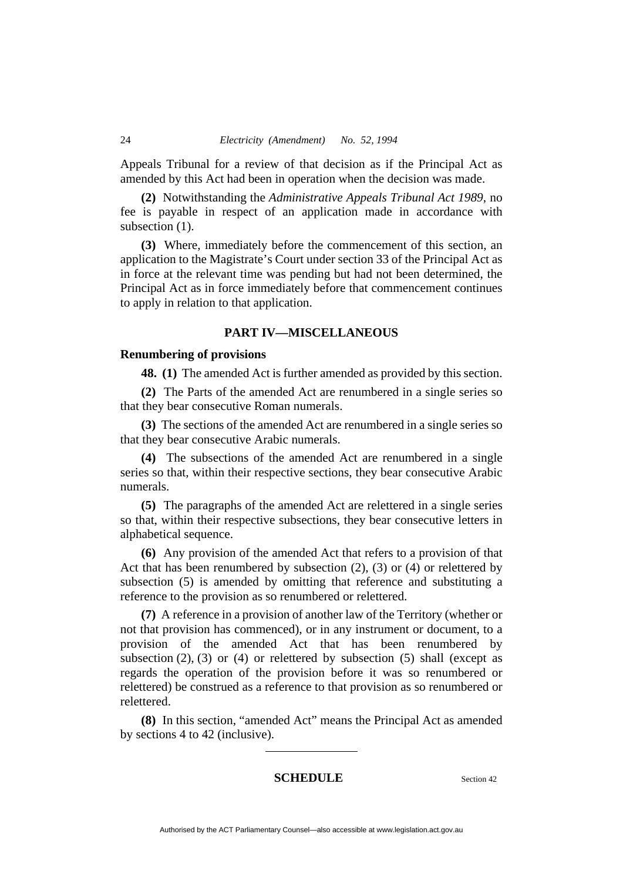Appeals Tribunal for a review of that decision as if the Principal Act as amended by this Act had been in operation when the decision was made.

**(2)** Notwithstanding the *Administrative Appeals Tribunal Act 1989*, no fee is payable in respect of an application made in accordance with subsection (1).

**(3)** Where, immediately before the commencement of this section, an application to the Magistrate's Court under section 33 of the Principal Act as in force at the relevant time was pending but had not been determined, the Principal Act as in force immediately before that commencement continues to apply in relation to that application.

## PART IV—MISCELLANEOUS

### Renumbering of provisions

**48. (1)** The amended Act is further amended as provided by this section.

**(2)** The Parts of the amended Act are renumbered in a single series so that they bear consecutive Roman numerals.

**(3)** The sections of the amended Act are renumbered in a single series so that they bear consecutive Arabic numerals.

**(4)** The subsections of the amended Act are renumbered in a single series so that, within their respective sections, they bear consecutive Arabic numerals.

**(5)** The paragraphs of the amended Act are relettered in a single series so that, within their respective subsections, they bear consecutive letters in alphabetical sequence.

**(6)** Any provision of the amended Act that refers to a provision of that Act that has been renumbered by subsection (2), (3) or (4) or relettered by subsection (5) is amended by omitting that reference and substituting a reference to the provision as so renumbered or relettered.

**(7)** A reference in a provision of another law of the Territory (whether or not that provision has commenced), or in any instrument or document, to a provision of the amended Act that has been renumbered by subsection (2), (3) or (4) or relettered by subsection (5) shall (except as regards the operation of the provision before it was so renumbered or relettered) be construed as a reference to that provision as so renumbered or relettered.

**(8)** In this section, "amended Act" means the Principal Act as amended by sections 4 to 42 (inclusive).

---

## SCHEDULE

Section 42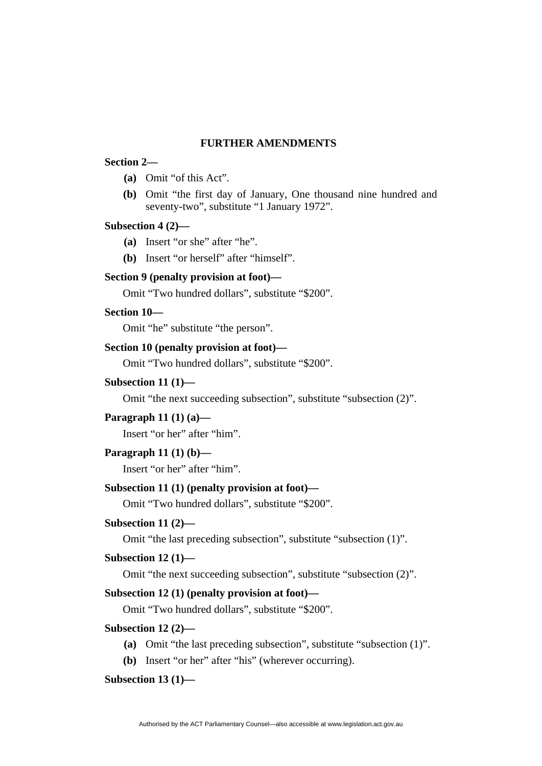## FURTHER AMENDMENTS

**Section 2—**

**(a)** Omit “of this Act”.

**(b)** Omit “the first day of January, One thousand nine hundred and seventy-two”, substitute “1 January 1972”.

**Subsection 4 (2)—**

**(a)** Insert “or she” after “he”.

**(b)** Insert “or herself” after “himself”.

**Section 9 (penalty provision at foot)—**

Omit “Two hundred dollars”, substitute “$200”.

**Section 10—**

Omit “he” substitute “the person”.

**Section 10 (penalty provision at foot)—**

Omit “Two hundred dollars”, substitute “$200”.

**Subsection 11 (1)—**

Omit “the next succeeding subsection”, substitute “subsection (2)”.

**Paragraph 11 (1) (a)—**

Insert “or her” after “him”.

**Paragraph 11 (1) (b)—**

Insert “or her” after “him”.

**Subsection 11 (1) (penalty provision at foot)—**

Omit “Two hundred dollars”, substitute “$200”.

**Subsection 11 (2)—**

Omit “the last preceding subsection”, substitute “subsection (1)”.

**Subsection 12 (1)—**

Omit “the next succeeding subsection”, substitute “subsection (2)”.

**Subsection 12 (1) (penalty provision at foot)—**

Omit “Two hundred dollars”, substitute “$200”.

**Subsection 12 (2)—**

**(a)** Omit “the last preceding subsection”, substitute “subsection (1)”.

**(b)** Insert “or her” after “his” (wherever occurring).

**Subsection 13 (1)—**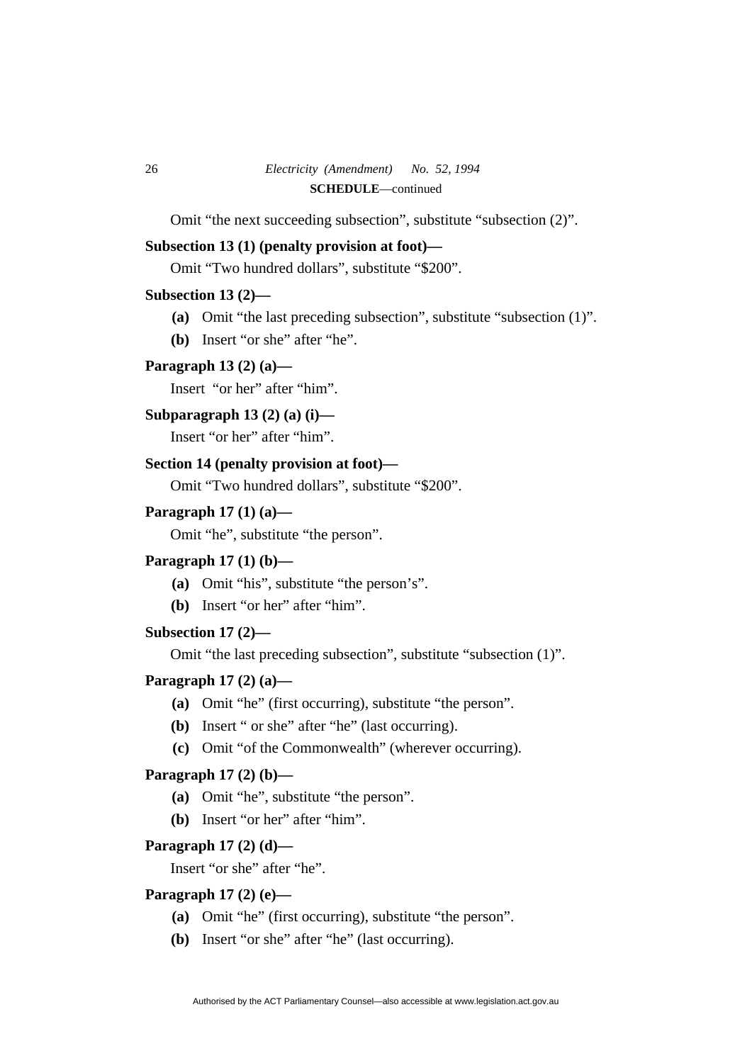**SCHEDULE**—continued

Omit "the next succeeding subsection", substitute "subsection (2)".

**Subsection 13 (1) (penalty provision at foot)—**

Omit "Two hundred dollars", substitute "$200".

**Subsection 13 (2)—**

**(a)** Omit "the last preceding subsection", substitute "subsection (1)".

**(b)** Insert "or she" after "he".

**Paragraph 13 (2) (a)—**

Insert "or her" after "him".

**Subparagraph 13 (2) (a) (i)—**

Insert "or her" after "him".

**Section 14 (penalty provision at foot)—**

Omit "Two hundred dollars", substitute "$200".

**Paragraph 17 (1) (a)—**

Omit "he", substitute "the person".

**Paragraph 17 (1) (b)—**

**(a)** Omit "his", substitute "the person's".

**(b)** Insert "or her" after "him".

**Subsection 17 (2)—**

Omit "the last preceding subsection", substitute "subsection (1)".

**Paragraph 17 (2) (a)—**

**(a)** Omit "he" (first occurring), substitute "the person".

**(b)** Insert " or she" after "he" (last occurring).

**(c)** Omit "of the Commonwealth" (wherever occurring).

**Paragraph 17 (2) (b)—**

**(a)** Omit "he", substitute "the person".

**(b)** Insert "or her" after "him".

**Paragraph 17 (2) (d)—**

Insert "or she" after "he".

**Paragraph 17 (2) (e)—**

**(a)** Omit "he" (first occurring), substitute "the person".

**(b)** Insert "or she" after "he" (last occurring).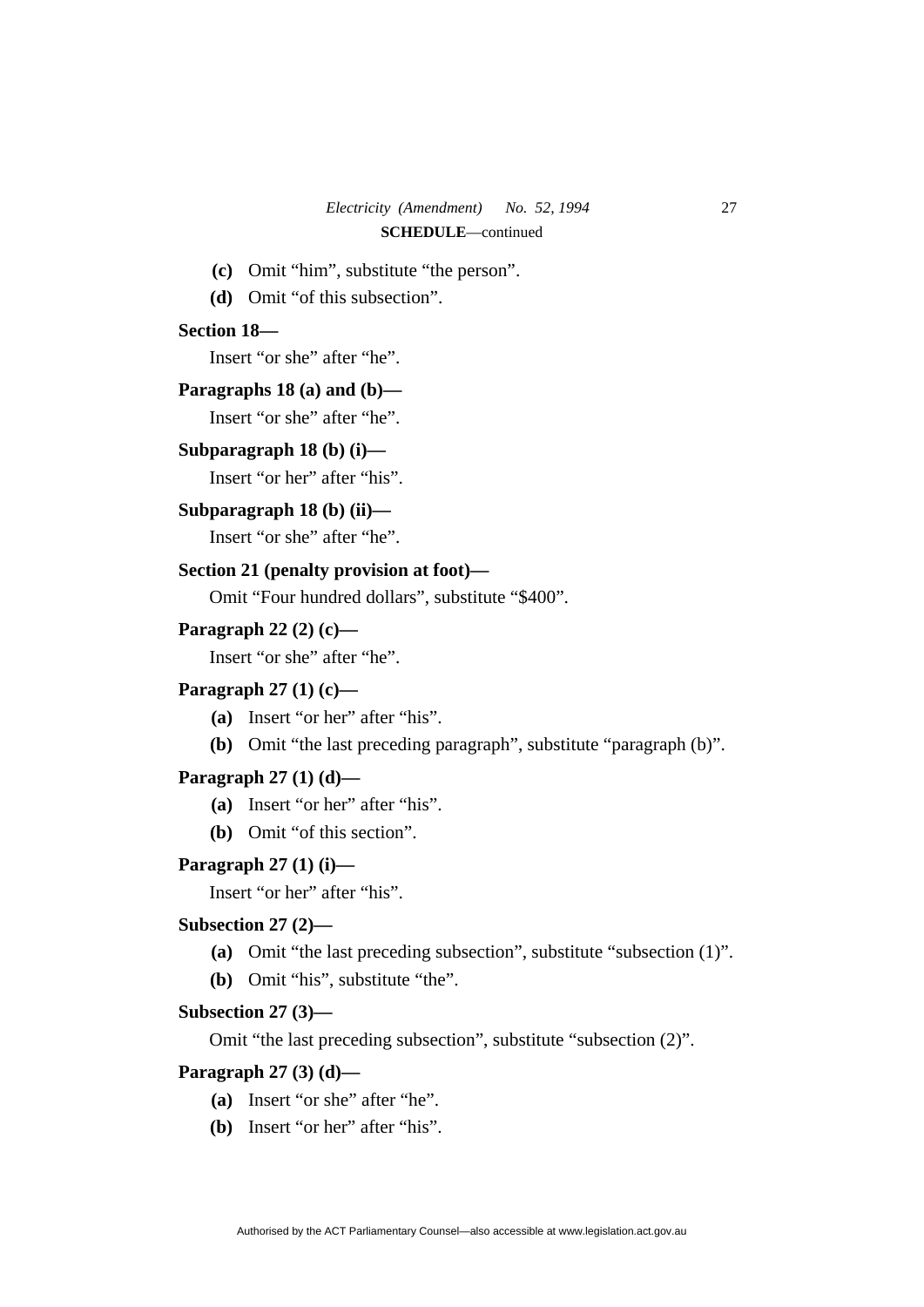**SCHEDULE**—continued

**(c)** Omit “him”, substitute “the person”.

**(d)** Omit “of this subsection”.

**Section 18—**

Insert “or she” after “he”.

**Paragraphs 18 (a) and (b)—**

Insert “or she” after “he”.

**Subparagraph 18 (b) (i)—**

Insert “or her” after “his”.

**Subparagraph 18 (b) (ii)—**

Insert “or she” after “he”.

**Section 21 (penalty provision at foot)—**

Omit “Four hundred dollars”, substitute “$400”.

**Paragraph 22 (2) (c)—**

Insert “or she” after “he”.

**Paragraph 27 (1) (c)—**

**(a)** Insert “or her” after “his”.

**(b)** Omit “the last preceding paragraph”, substitute “paragraph (b)”.

**Paragraph 27 (1) (d)—**

**(a)** Insert “or her” after “his”.

**(b)** Omit “of this section”.

**Paragraph 27 (1) (i)—**

Insert “or her” after “his”.

**Subsection 27 (2)—**

**(a)** Omit “the last preceding subsection”, substitute “subsection (1)”.

**(b)** Omit “his”, substitute “the”.

**Subsection 27 (3)—**

Omit “the last preceding subsection”, substitute “subsection (2)”.

**Paragraph 27 (3) (d)—**

**(a)** Insert “or she” after “he”.

**(b)** Insert “or her” after “his”.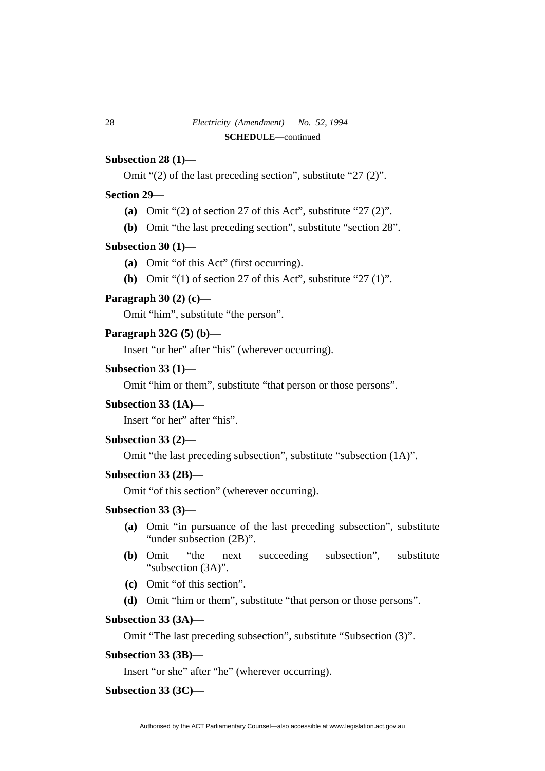**SCHEDULE**—continued

**Subsection 28 (1)—**

Omit “(2) of the last preceding section”, substitute “27 (2)”.

**Section 29—**

- **(a)** Omit “(2) of section 27 of this Act”, substitute “27 (2)”.
- **(b)** Omit “the last preceding section”, substitute “section 28”.

**Subsection 30 (1)—**

- **(a)** Omit “of this Act” (first occurring).
- **(b)** Omit “(1) of section 27 of this Act”, substitute “27 (1)”.

**Paragraph 30 (2) (c)—**

Omit “him”, substitute “the person”.

**Paragraph 32G (5) (b)—**

Insert “or her” after “his” (wherever occurring).

**Subsection 33 (1)—**

Omit “him or them”, substitute “that person or those persons”.

**Subsection 33 (1A)—**

Insert “or her” after “his”.

**Subsection 33 (2)—**

Omit “the last preceding subsection”, substitute “subsection (1A)”.

**Subsection 33 (2B)—**

Omit “of this section” (wherever occurring).

**Subsection 33 (3)—**

- **(a)** Omit “in pursuance of the last preceding subsection”, substitute “under subsection (2B)”.
- **(b)** Omit “the next succeeding subsection”, substitute “subsection (3A)”.
- **(c)** Omit “of this section”.
- **(d)** Omit “him or them”, substitute “that person or those persons”.

**Subsection 33 (3A)—**

Omit “The last preceding subsection”, substitute “Subsection (3)”.

**Subsection 33 (3B)—**

Insert “or she” after “he” (wherever occurring).

**Subsection 33 (3C)—**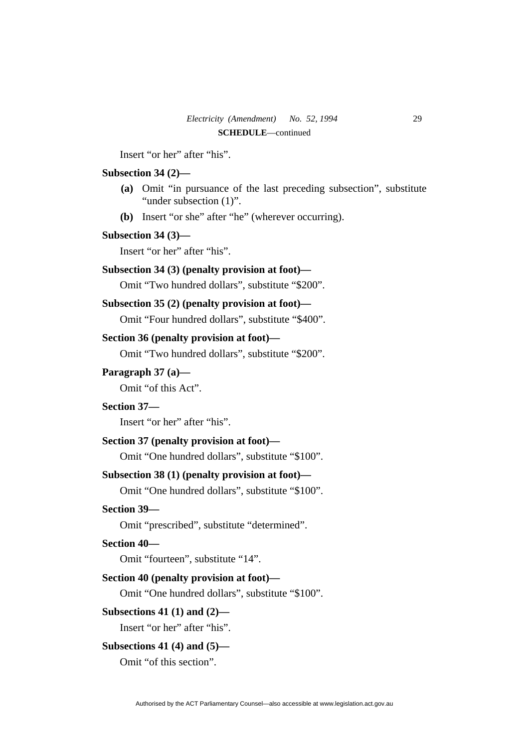Insert “or her” after “his”.

**Subsection 34 (2)—**

**(a)** Omit “in pursuance of the last preceding subsection”, substitute “under subsection (1)”.

**(b)** Insert “or she” after “he” (wherever occurring).

**Subsection 34 (3)—**

Insert “or her” after “his”.

**Subsection 34 (3) (penalty provision at foot)—**

Omit “Two hundred dollars”, substitute “$200”.

**Subsection 35 (2) (penalty provision at foot)—**

Omit “Four hundred dollars”, substitute “$400”.

**Section 36 (penalty provision at foot)—**

Omit “Two hundred dollars”, substitute “$200”.

**Paragraph 37 (a)—**

Omit “of this Act”.

**Section 37—**

Insert “or her” after “his”.

**Section 37 (penalty provision at foot)—**

Omit “One hundred dollars”, substitute “$100”.

**Subsection 38 (1) (penalty provision at foot)—**

Omit “One hundred dollars”, substitute “$100”.

**Section 39—**

Omit “prescribed”, substitute “determined”.

**Section 40—**

Omit “fourteen”, substitute “14”.

**Section 40 (penalty provision at foot)—**

Omit “One hundred dollars”, substitute “$100”.

**Subsections 41 (1) and (2)—**

Insert “or her” after “his”.

**Subsections 41 (4) and (5)—**

Omit “of this section”.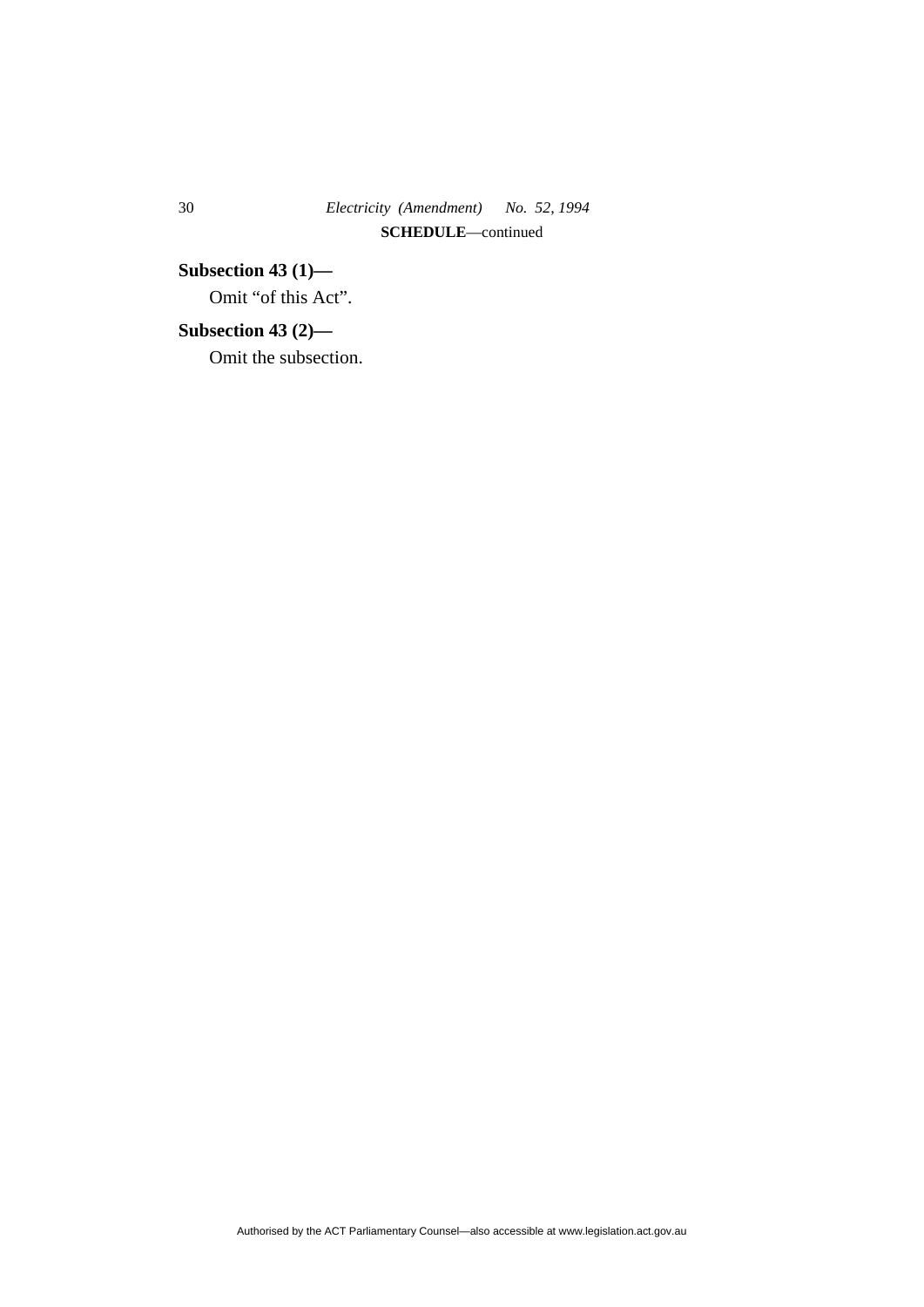**SCHEDULE**—continued

**Subsection 43 (1)—**

Omit "of this Act".

**Subsection 43 (2)—**

Omit the subsection.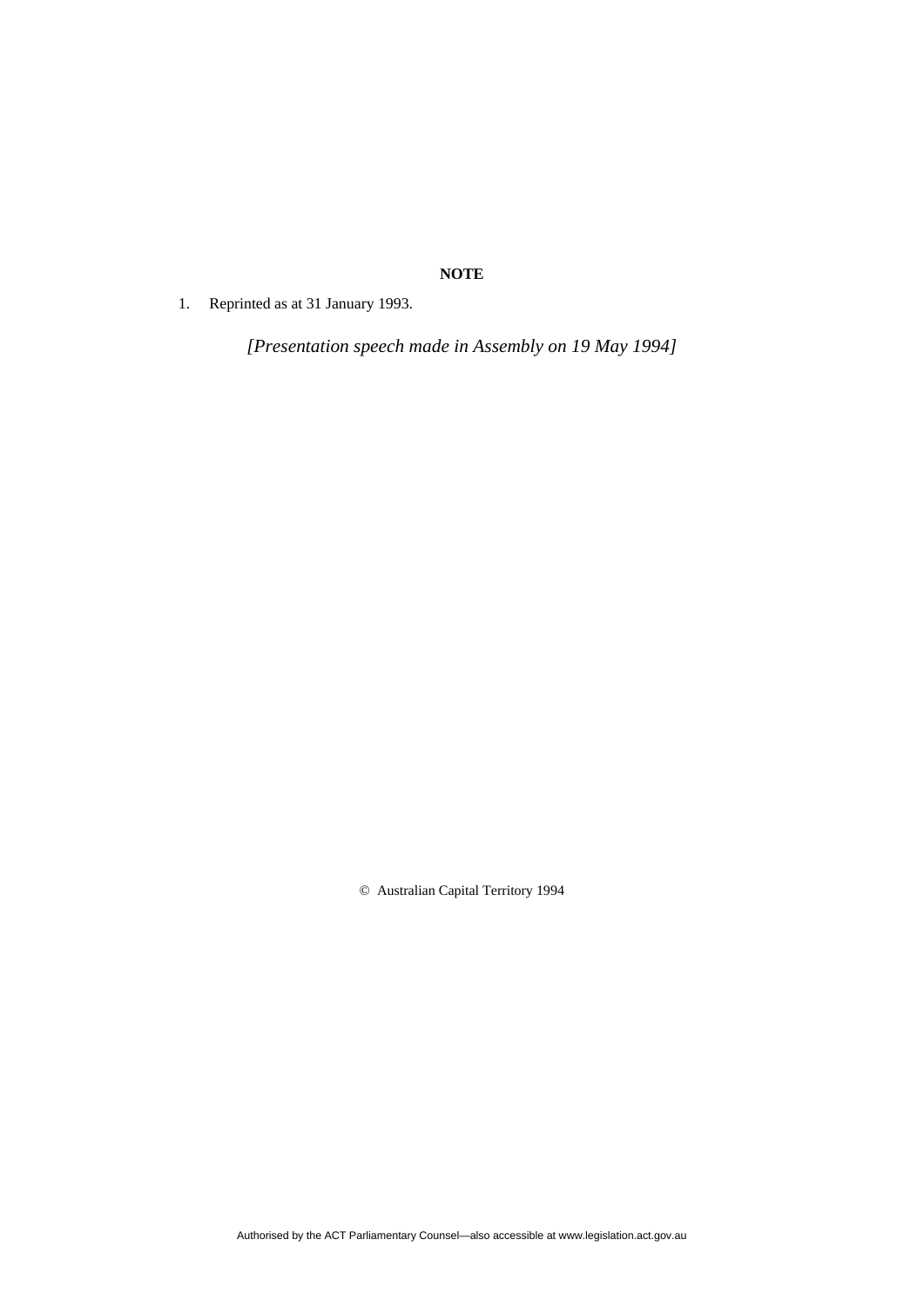**NOTE**

1. Reprinted as at 31 January 1993.

*[Presentation speech made in Assembly on 19 May 1994]*

© Australian Capital Territory 1994

Authorised by the ACT Parliamentary Counsel—also accessible at www.legislation.act.gov.au